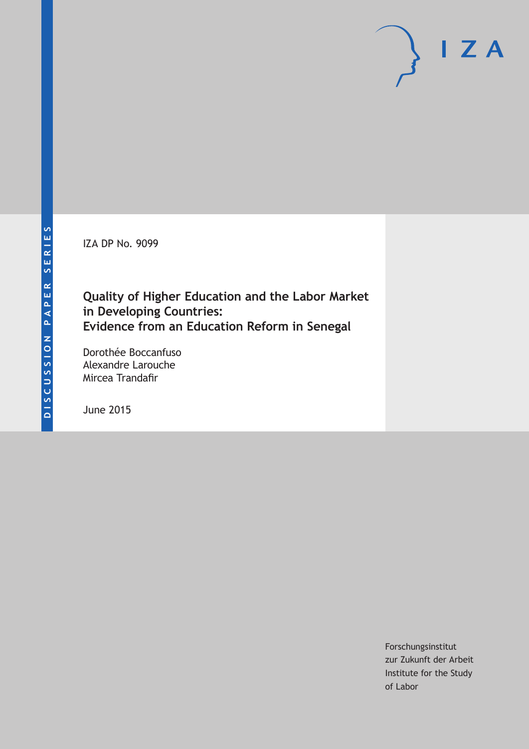DISCUSSION PAPER SERIES

IZA DP No. 9099

# Quality of Higher Education and the Labor Market in Developing Countries: Evidence from an Education Reform in Senegal

Dorothée Boccanfuso
Alexandre Larouche
Mircea Trandafir

June 2015

Forschungsinstitut
zur Zukunft der Arbeit
Institute for the Study
of Labor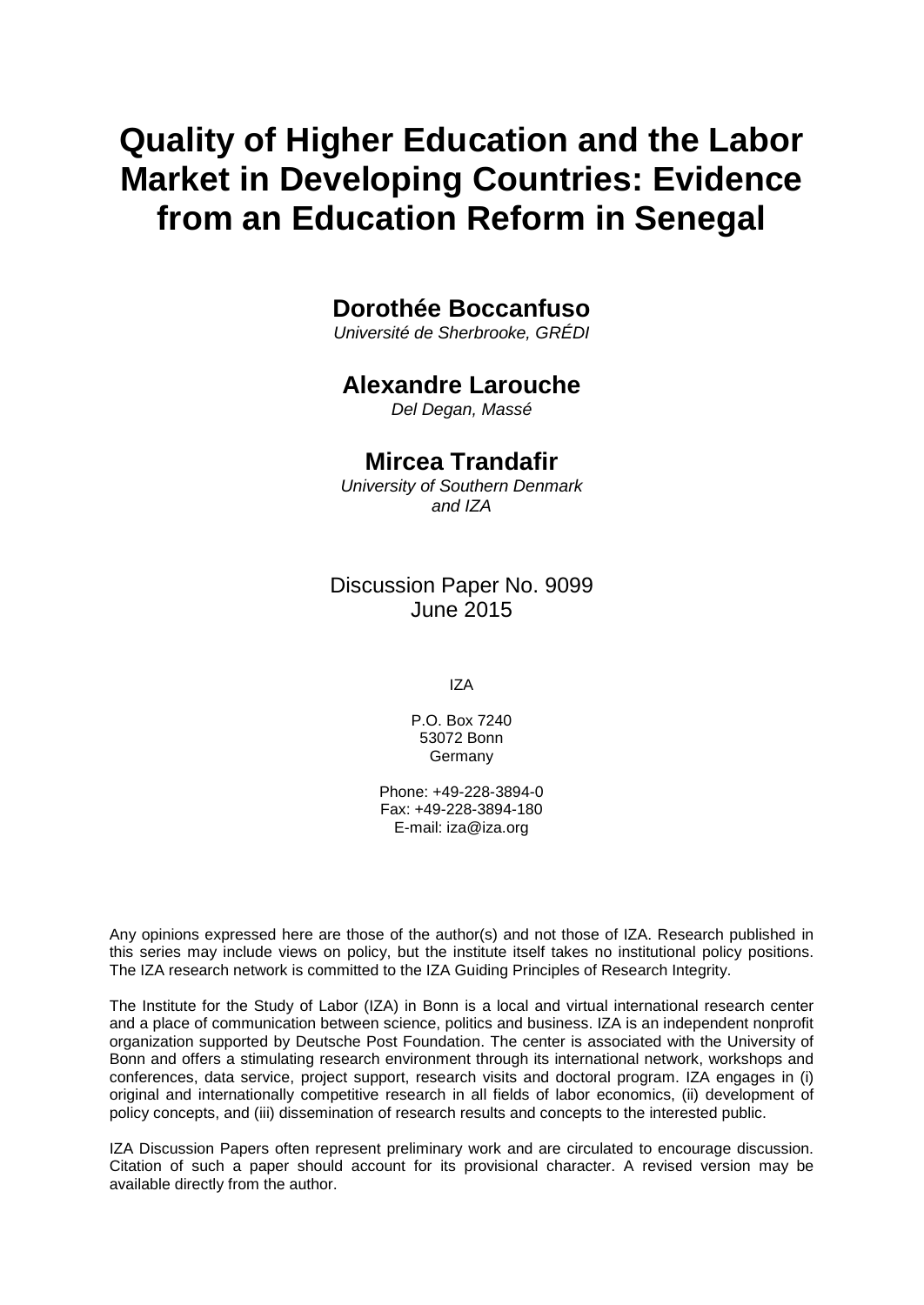# Quality of Higher Education and the Labor Market in Developing Countries: Evidence from an Education Reform in Senegal

**Dorothée Boccanfuso**

*Université de Sherbrooke, GRÉDI*

**Alexandre Larouche**

*Del Degan, Massé*

**Mircea Trandafir**

*University of Southern Denmark and IZA*

Discussion Paper No. 9099
June 2015

IZA

P.O. Box 7240
53072 Bonn
Germany

Phone: +49-228-3894-0
Fax: +49-228-3894-180
E-mail: iza@iza.org

Any opinions expressed here are those of the author(s) and not those of IZA. Research published in this series may include views on policy, but the institute itself takes no institutional policy positions. The IZA research network is committed to the IZA Guiding Principles of Research Integrity.

The Institute for the Study of Labor (IZA) in Bonn is a local and virtual international research center and a place of communication between science, politics and business. IZA is an independent nonprofit organization supported by Deutsche Post Foundation. The center is associated with the University of Bonn and offers a stimulating research environment through its international network, workshops and conferences, data service, project support, research visits and doctoral program. IZA engages in (i) original and internationally competitive research in all fields of labor economics, (ii) development of policy concepts, and (iii) dissemination of research results and concepts to the interested public.

IZA Discussion Papers often represent preliminary work and are circulated to encourage discussion. Citation of such a paper should account for its provisional character. A revised version may be available directly from the author.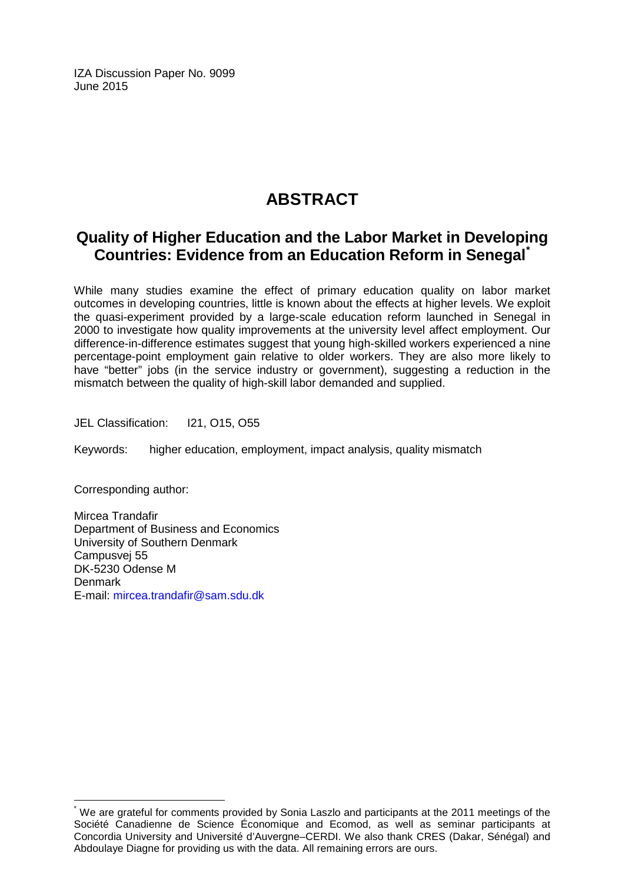IZA Discussion Paper No. 9099
June 2015

# ABSTRACT

## Quality of Higher Education and the Labor Market in Developing Countries: Evidence from an Education Reform in Senegal[*]

While many studies examine the effect of primary education quality on labor market outcomes in developing countries, little is known about the effects at higher levels. We exploit the quasi-experiment provided by a large-scale education reform launched in Senegal in 2000 to investigate how quality improvements at the university level affect employment. Our difference-in-difference estimates suggest that young high-skilled workers experienced a nine percentage-point employment gain relative to older workers. They are also more likely to have "better" jobs (in the service industry or government), suggesting a reduction in the mismatch between the quality of high-skill labor demanded and supplied.

JEL Classification: I21, O15, O55

Keywords: higher education, employment, impact analysis, quality mismatch

Corresponding author:

Mircea Trandafir
Department of Business and Economics
University of Southern Denmark
Campusvej 55
DK-5230 Odense M
Denmark
E-mail: mircea.trandafir@sam.sdu.dk

---

[*] We are grateful for comments provided by Sonia Laszlo and participants at the 2011 meetings of the Société Canadienne de Science Économique and Ecomod, as well as seminar participants at Concordia University and Université d'Auvergne–CERDI. We also thank CRES (Dakar, Sénégal) and Abdoulaye Diagne for providing us with the data. All remaining errors are ours.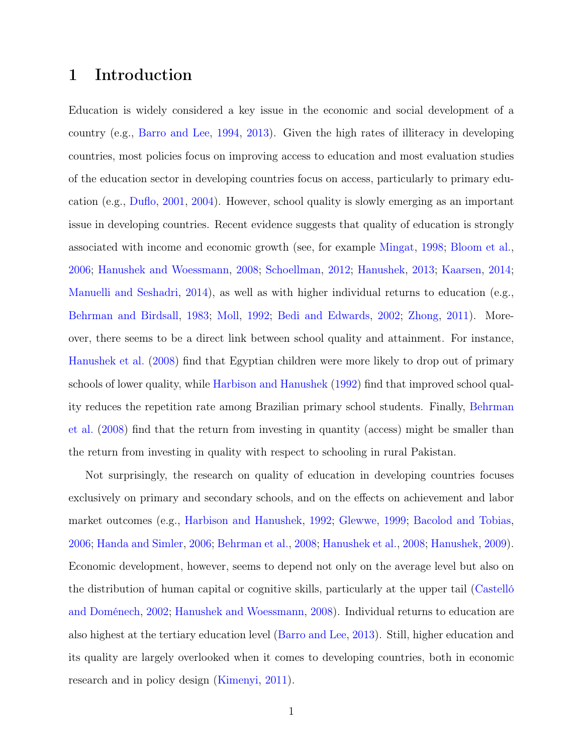# 1 Introduction

Education is widely considered a key issue in the economic and social development of a country (e.g., Barro and Lee, 1994, 2013). Given the high rates of illiteracy in developing countries, most policies focus on improving access to education and most evaluation studies of the education sector in developing countries focus on access, particularly to primary education (e.g., Duflo, 2001, 2004). However, school quality is slowly emerging as an important issue in developing countries. Recent evidence suggests that quality of education is strongly associated with income and economic growth (see, for example Mingat, 1998; Bloom et al., 2006; Hanushek and Woessmann, 2008; Schoellman, 2012; Hanushek, 2013; Kaarsen, 2014; Manuelli and Seshadri, 2014), as well as with higher individual returns to education (e.g., Behrman and Birdsall, 1983; Moll, 1992; Bedi and Edwards, 2002; Zhong, 2011). Moreover, there seems to be a direct link between school quality and attainment. For instance, Hanushek et al. (2008) find that Egyptian children were more likely to drop out of primary schools of lower quality, while Harbison and Hanushek (1992) find that improved school quality reduces the repetition rate among Brazilian primary school students. Finally, Behrman et al. (2008) find that the return from investing in quantity (access) might be smaller than the return from investing in quality with respect to schooling in rural Pakistan.

Not surprisingly, the research on quality of education in developing countries focuses exclusively on primary and secondary schools, and on the effects on achievement and labor market outcomes (e.g., Harbison and Hanushek, 1992; Glewwe, 1999; Bacolod and Tobias, 2006; Handa and Simler, 2006; Behrman et al., 2008; Hanushek et al., 2008; Hanushek, 2009). Economic development, however, seems to depend not only on the average level but also on the distribution of human capital or cognitive skills, particularly at the upper tail (Castelló and Doménech, 2002; Hanushek and Woessmann, 2008). Individual returns to education are also highest at the tertiary education level (Barro and Lee, 2013). Still, higher education and its quality are largely overlooked when it comes to developing countries, both in economic research and in policy design (Kimenyi, 2011).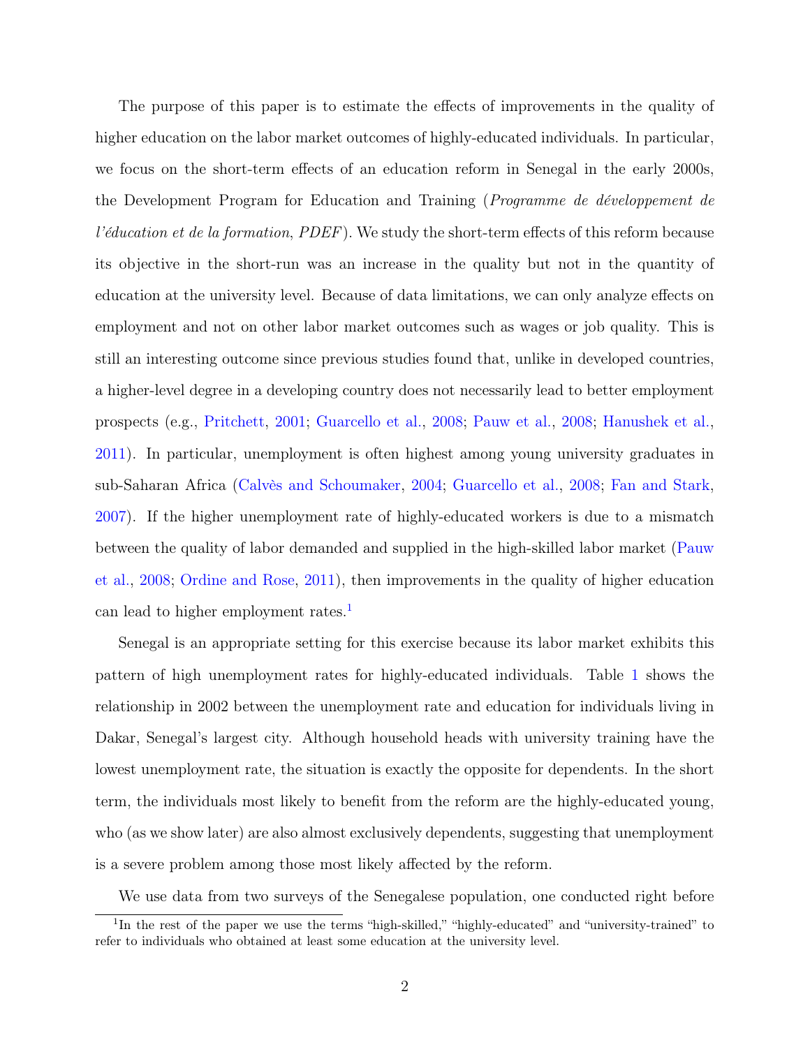The purpose of this paper is to estimate the effects of improvements in the quality of higher education on the labor market outcomes of highly-educated individuals. In particular, we focus on the short-term effects of an education reform in Senegal in the early 2000s, the Development Program for Education and Training (*Programme de développement de l'éducation et de la formation*, *PDEF*). We study the short-term effects of this reform because its objective in the short-run was an increase in the quality but not in the quantity of education at the university level. Because of data limitations, we can only analyze effects on employment and not on other labor market outcomes such as wages or job quality. This is still an interesting outcome since previous studies found that, unlike in developed countries, a higher-level degree in a developing country does not necessarily lead to better employment prospects (e.g., Pritchett, 2001; Guarcello et al., 2008; Pauw et al., 2008; Hanushek et al., 2011). In particular, unemployment is often highest among young university graduates in sub-Saharan Africa (Calvès and Schoumaker, 2004; Guarcello et al., 2008; Fan and Stark, 2007). If the higher unemployment rate of highly-educated workers is due to a mismatch between the quality of labor demanded and supplied in the high-skilled labor market (Pauw et al., 2008; Ordine and Rose, 2011), then improvements in the quality of higher education can lead to higher employment rates.[1]

Senegal is an appropriate setting for this exercise because its labor market exhibits this pattern of high unemployment rates for highly-educated individuals. Table 1 shows the relationship in 2002 between the unemployment rate and education for individuals living in Dakar, Senegal's largest city. Although household heads with university training have the lowest unemployment rate, the situation is exactly the opposite for dependents. In the short term, the individuals most likely to benefit from the reform are the highly-educated young, who (as we show later) are also almost exclusively dependents, suggesting that unemployment is a severe problem among those most likely affected by the reform.

We use data from two surveys of the Senegalese population, one conducted right before

[1] In the rest of the paper we use the terms "high-skilled," "highly-educated" and "university-trained" to refer to individuals who obtained at least some education at the university level.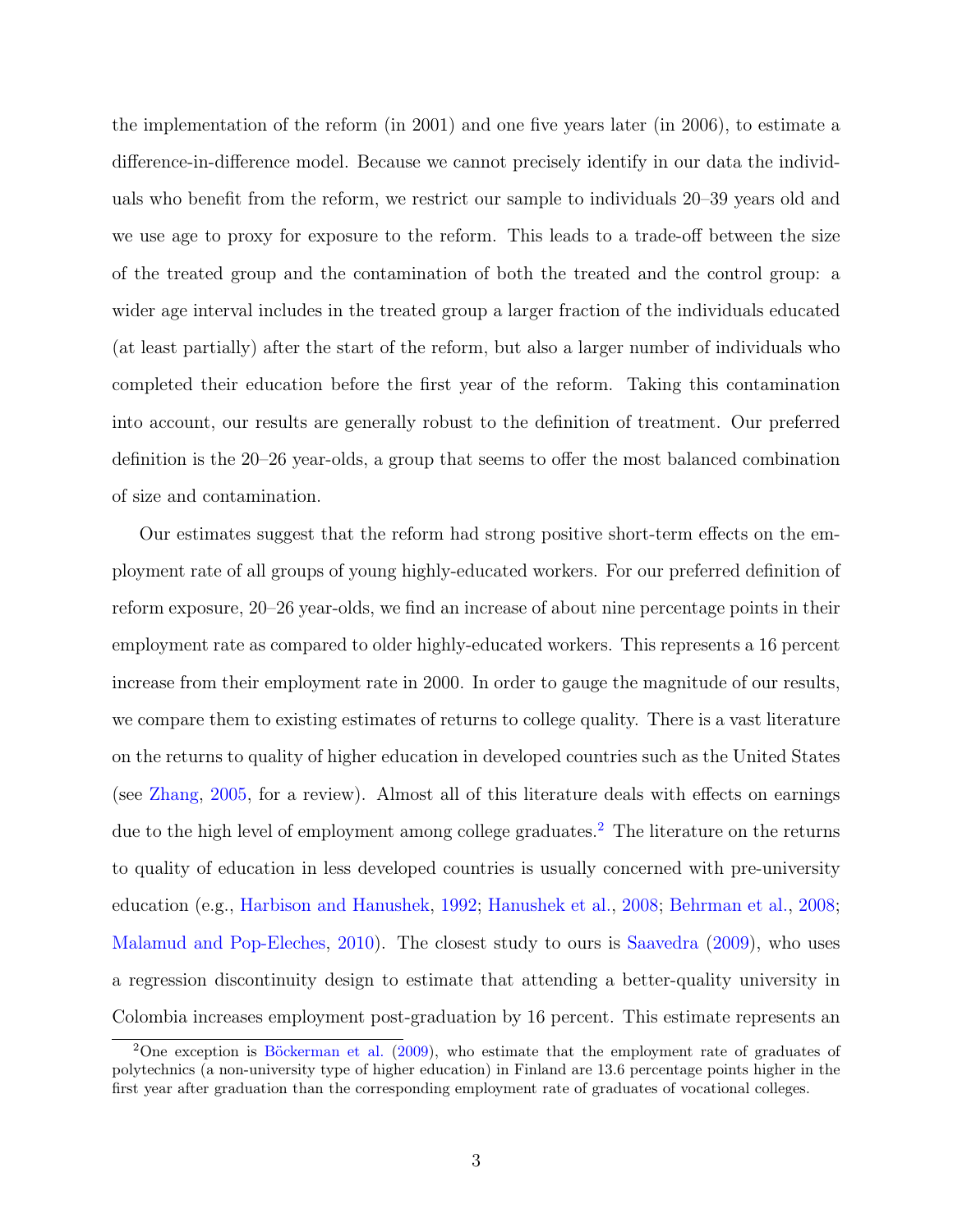the implementation of the reform (in 2001) and one five years later (in 2006), to estimate a difference-in-difference model. Because we cannot precisely identify in our data the individuals who benefit from the reform, we restrict our sample to individuals 20–39 years old and we use age to proxy for exposure to the reform. This leads to a trade-off between the size of the treated group and the contamination of both the treated and the control group: a wider age interval includes in the treated group a larger fraction of the individuals educated (at least partially) after the start of the reform, but also a larger number of individuals who completed their education before the first year of the reform. Taking this contamination into account, our results are generally robust to the definition of treatment. Our preferred definition is the 20–26 year-olds, a group that seems to offer the most balanced combination of size and contamination.

Our estimates suggest that the reform had strong positive short-term effects on the employment rate of all groups of young highly-educated workers. For our preferred definition of reform exposure, 20–26 year-olds, we find an increase of about nine percentage points in their employment rate as compared to older highly-educated workers. This represents a 16 percent increase from their employment rate in 2000. In order to gauge the magnitude of our results, we compare them to existing estimates of returns to college quality. There is a vast literature on the returns to quality of higher education in developed countries such as the United States (see Zhang, 2005, for a review). Almost all of this literature deals with effects on earnings due to the high level of employment among college graduates.[2] The literature on the returns to quality of education in less developed countries is usually concerned with pre-university education (e.g., Harbison and Hanushek, 1992; Hanushek et al., 2008; Behrman et al., 2008; Malamud and Pop-Eleches, 2010). The closest study to ours is Saavedra (2009), who uses a regression discontinuity design to estimate that attending a better-quality university in Colombia increases employment post-graduation by 16 percent. This estimate represents an

[2] One exception is Böckerman et al. (2009), who estimate that the employment rate of graduates of polytechnics (a non-university type of higher education) in Finland are 13.6 percentage points higher in the first year after graduation than the corresponding employment rate of graduates of vocational colleges.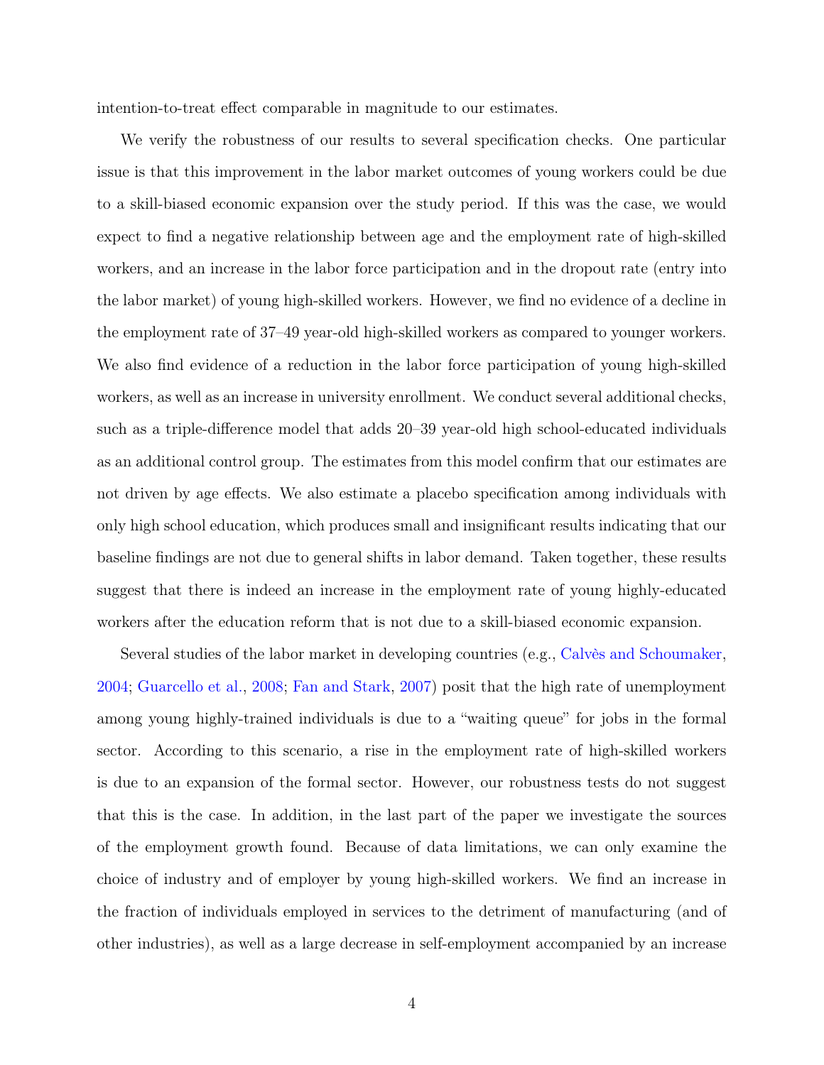intention-to-treat effect comparable in magnitude to our estimates.

We verify the robustness of our results to several specification checks. One particular issue is that this improvement in the labor market outcomes of young workers could be due to a skill-biased economic expansion over the study period. If this was the case, we would expect to find a negative relationship between age and the employment rate of high-skilled workers, and an increase in the labor force participation and in the dropout rate (entry into the labor market) of young high-skilled workers. However, we find no evidence of a decline in the employment rate of 37–49 year-old high-skilled workers as compared to younger workers. We also find evidence of a reduction in the labor force participation of young high-skilled workers, as well as an increase in university enrollment. We conduct several additional checks, such as a triple-difference model that adds 20–39 year-old high school-educated individuals as an additional control group. The estimates from this model confirm that our estimates are not driven by age effects. We also estimate a placebo specification among individuals with only high school education, which produces small and insignificant results indicating that our baseline findings are not due to general shifts in labor demand. Taken together, these results suggest that there is indeed an increase in the employment rate of young highly-educated workers after the education reform that is not due to a skill-biased economic expansion.

Several studies of the labor market in developing countries (e.g., Calvès and Schoumaker, 2004; Guarcello et al., 2008; Fan and Stark, 2007) posit that the high rate of unemployment among young highly-trained individuals is due to a "waiting queue" for jobs in the formal sector. According to this scenario, a rise in the employment rate of high-skilled workers is due to an expansion of the formal sector. However, our robustness tests do not suggest that this is the case. In addition, in the last part of the paper we investigate the sources of the employment growth found. Because of data limitations, we can only examine the choice of industry and of employer by young high-skilled workers. We find an increase in the fraction of individuals employed in services to the detriment of manufacturing (and of other industries), as well as a large decrease in self-employment accompanied by an increase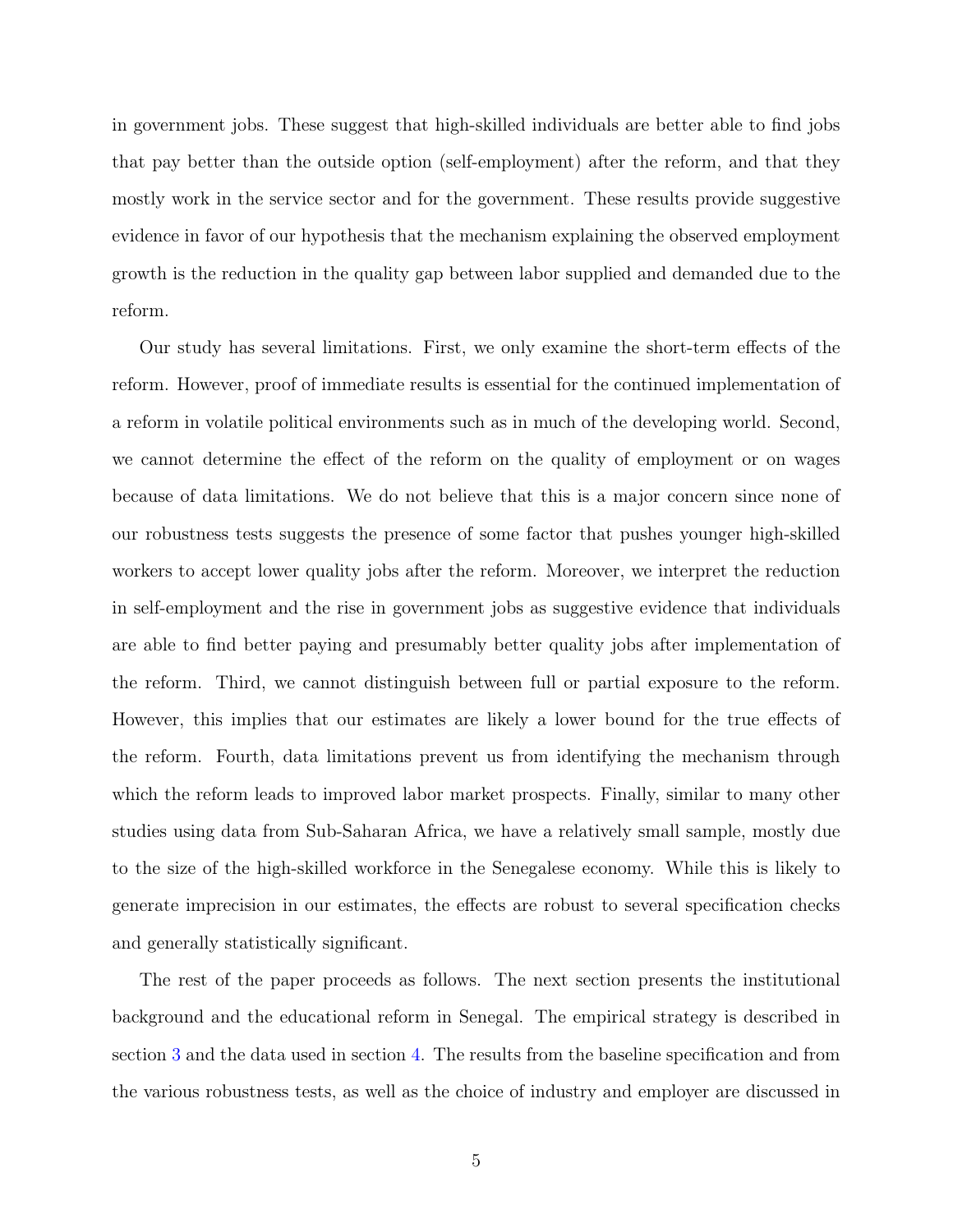in government jobs. These suggest that high-skilled individuals are better able to find jobs that pay better than the outside option (self-employment) after the reform, and that they mostly work in the service sector and for the government. These results provide suggestive evidence in favor of our hypothesis that the mechanism explaining the observed employment growth is the reduction in the quality gap between labor supplied and demanded due to the reform.

Our study has several limitations. First, we only examine the short-term effects of the reform. However, proof of immediate results is essential for the continued implementation of a reform in volatile political environments such as in much of the developing world. Second, we cannot determine the effect of the reform on the quality of employment or on wages because of data limitations. We do not believe that this is a major concern since none of our robustness tests suggests the presence of some factor that pushes younger high-skilled workers to accept lower quality jobs after the reform. Moreover, we interpret the reduction in self-employment and the rise in government jobs as suggestive evidence that individuals are able to find better paying and presumably better quality jobs after implementation of the reform. Third, we cannot distinguish between full or partial exposure to the reform. However, this implies that our estimates are likely a lower bound for the true effects of the reform. Fourth, data limitations prevent us from identifying the mechanism through which the reform leads to improved labor market prospects. Finally, similar to many other studies using data from Sub-Saharan Africa, we have a relatively small sample, mostly due to the size of the high-skilled workforce in the Senegalese economy. While this is likely to generate imprecision in our estimates, the effects are robust to several specification checks and generally statistically significant.

The rest of the paper proceeds as follows. The next section presents the institutional background and the educational reform in Senegal. The empirical strategy is described in section 3 and the data used in section 4. The results from the baseline specification and from the various robustness tests, as well as the choice of industry and employer are discussed in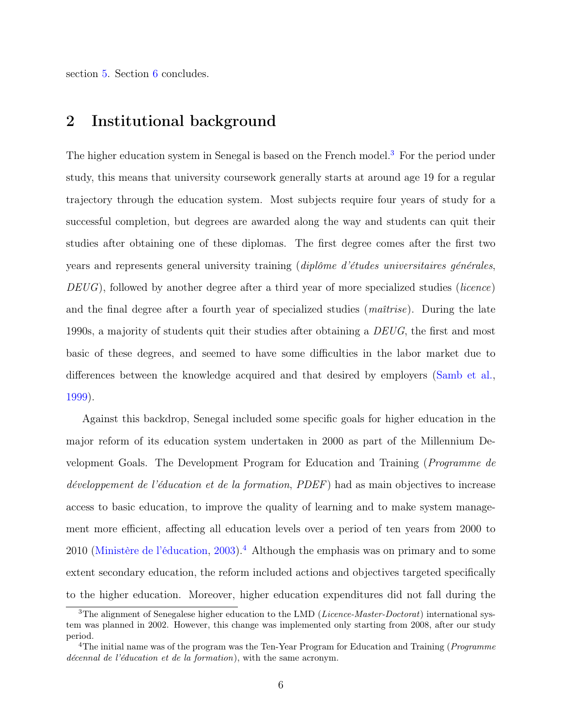section 5. Section 6 concludes.

## 2 Institutional background

The higher education system in Senegal is based on the French model.[3] For the period under study, this means that university coursework generally starts at around age 19 for a regular trajectory through the education system. Most subjects require four years of study for a successful completion, but degrees are awarded along the way and students can quit their studies after obtaining one of these diplomas. The first degree comes after the first two years and represents general university training (*diplôme d'études universitaires générales*, *DEUG*), followed by another degree after a third year of more specialized studies (*licence*) and the final degree after a fourth year of specialized studies (*maîtrise*). During the late 1990s, a majority of students quit their studies after obtaining a *DEUG*, the first and most basic of these degrees, and seemed to have some difficulties in the labor market due to differences between the knowledge acquired and that desired by employers (Samb et al., 1999).

Against this backdrop, Senegal included some specific goals for higher education in the major reform of its education system undertaken in 2000 as part of the Millennium Development Goals. The Development Program for Education and Training (*Programme de développement de l'éducation et de la formation*, *PDEF*) had as main objectives to increase access to basic education, to improve the quality of learning and to make system management more efficient, affecting all education levels over a period of ten years from 2000 to 2010 (Ministère de l'éducation, 2003).[4] Although the emphasis was on primary and to some extent secondary education, the reform included actions and objectives targeted specifically to the higher education. Moreover, higher education expenditures did not fall during the

---

[3] The alignment of Senegalese higher education to the LMD (*Licence-Master-Doctorat*) international system was planned in 2002. However, this change was implemented only starting from 2008, after our study period.

[4] The initial name was of the program was the Ten-Year Program for Education and Training (*Programme décennal de l'éducation et de la formation*), with the same acronym.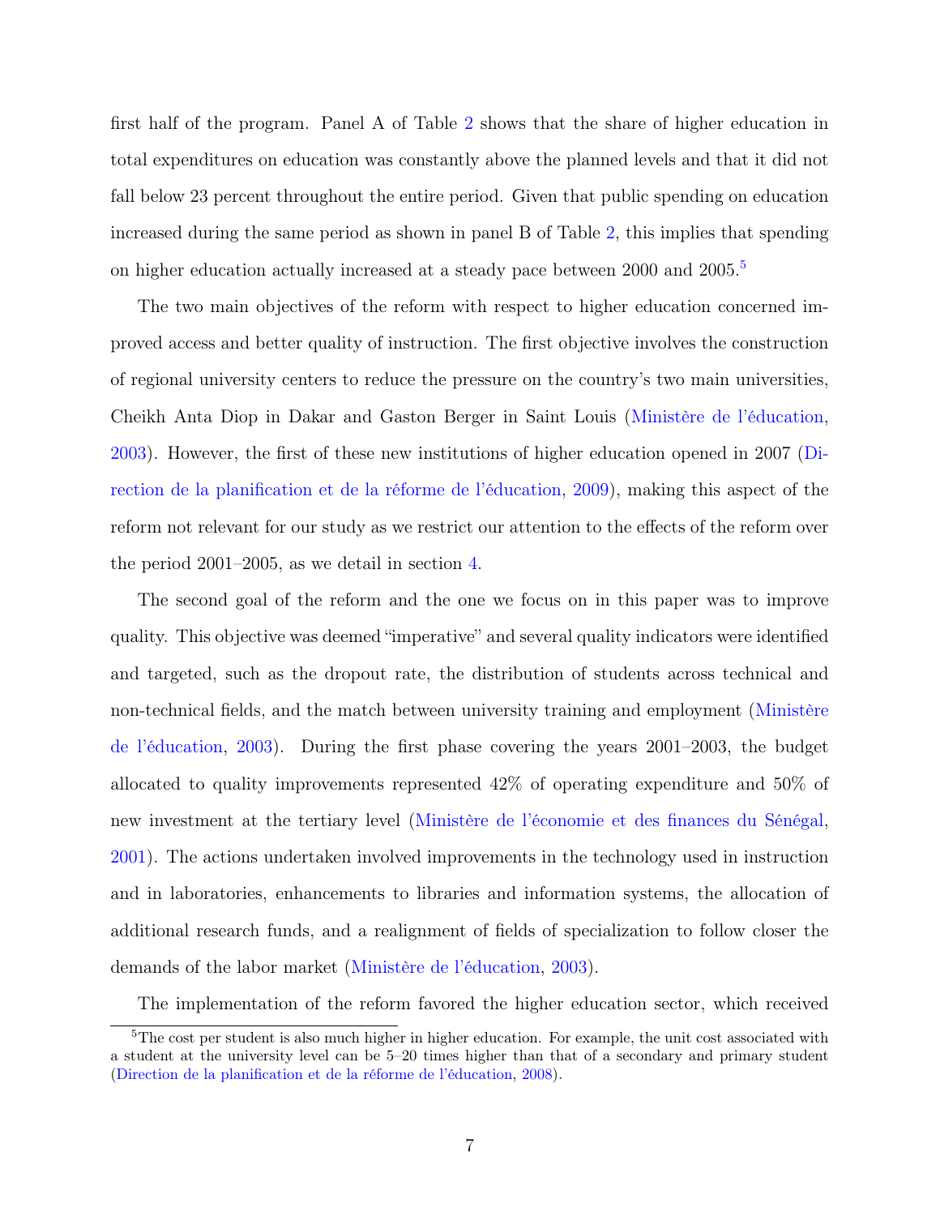first half of the program. Panel A of Table 2 shows that the share of higher education in total expenditures on education was constantly above the planned levels and that it did not fall below 23 percent throughout the entire period. Given that public spending on education increased during the same period as shown in panel B of Table 2, this implies that spending on higher education actually increased at a steady pace between 2000 and 2005.[5]

The two main objectives of the reform with respect to higher education concerned improved access and better quality of instruction. The first objective involves the construction of regional university centers to reduce the pressure on the country's two main universities, Cheikh Anta Diop in Dakar and Gaston Berger in Saint Louis (Ministère de l'éducation, 2003). However, the first of these new institutions of higher education opened in 2007 (Direction de la planification et de la réforme de l'éducation, 2009), making this aspect of the reform not relevant for our study as we restrict our attention to the effects of the reform over the period 2001–2005, as we detail in section 4.

The second goal of the reform and the one we focus on in this paper was to improve quality. This objective was deemed "imperative" and several quality indicators were identified and targeted, such as the dropout rate, the distribution of students across technical and non-technical fields, and the match between university training and employment (Ministère de l'éducation, 2003). During the first phase covering the years 2001–2003, the budget allocated to quality improvements represented 42% of operating expenditure and 50% of new investment at the tertiary level (Ministère de l'économie et des finances du Sénégal, 2001). The actions undertaken involved improvements in the technology used in instruction and in laboratories, enhancements to libraries and information systems, the allocation of additional research funds, and a realignment of fields of specialization to follow closer the demands of the labor market (Ministère de l'éducation, 2003).

The implementation of the reform favored the higher education sector, which received

[5] The cost per student is also much higher in higher education. For example, the unit cost associated with a student at the university level can be 5–20 times higher than that of a secondary and primary student (Direction de la planification et de la réforme de l'éducation, 2008).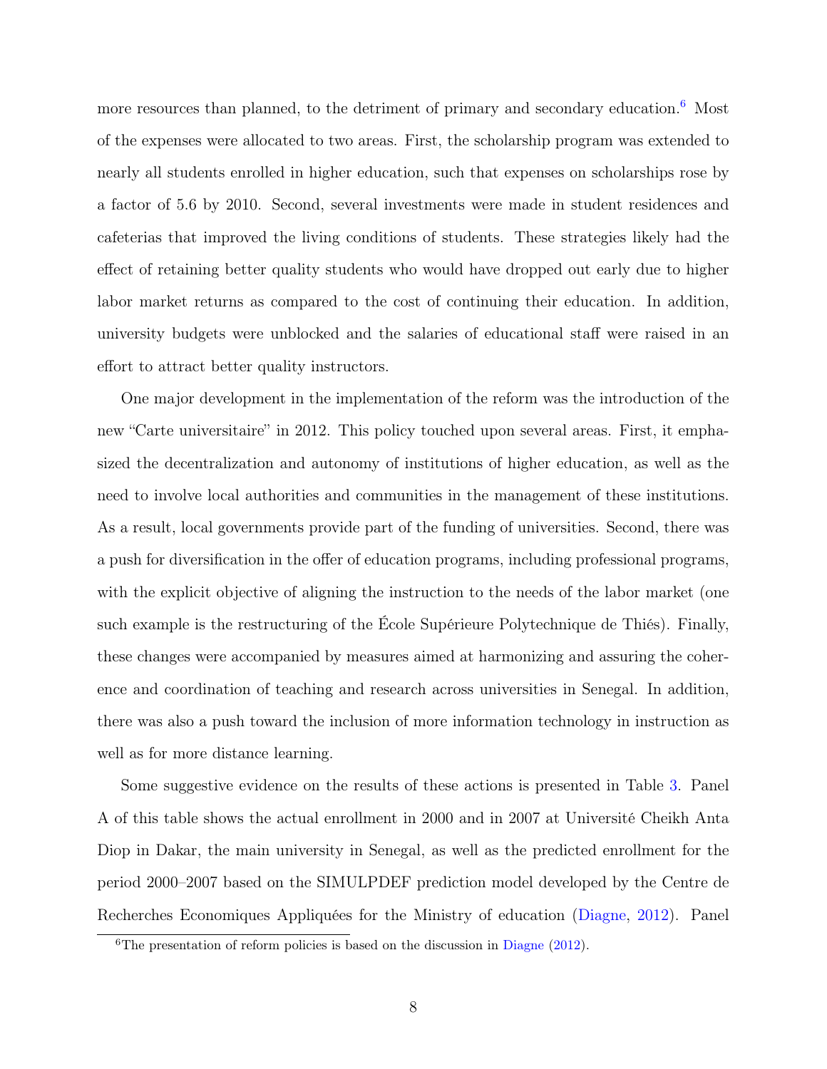more resources than planned, to the detriment of primary and secondary education.[6] Most of the expenses were allocated to two areas. First, the scholarship program was extended to nearly all students enrolled in higher education, such that expenses on scholarships rose by a factor of 5.6 by 2010. Second, several investments were made in student residences and cafeterias that improved the living conditions of students. These strategies likely had the effect of retaining better quality students who would have dropped out early due to higher labor market returns as compared to the cost of continuing their education. In addition, university budgets were unblocked and the salaries of educational staff were raised in an effort to attract better quality instructors.

One major development in the implementation of the reform was the introduction of the new "Carte universitaire" in 2012. This policy touched upon several areas. First, it emphasized the decentralization and autonomy of institutions of higher education, as well as the need to involve local authorities and communities in the management of these institutions. As a result, local governments provide part of the funding of universities. Second, there was a push for diversification in the offer of education programs, including professional programs, with the explicit objective of aligning the instruction to the needs of the labor market (one such example is the restructuring of the École Supérieure Polytechnique de Thiés). Finally, these changes were accompanied by measures aimed at harmonizing and assuring the coherence and coordination of teaching and research across universities in Senegal. In addition, there was also a push toward the inclusion of more information technology in instruction as well as for more distance learning.

Some suggestive evidence on the results of these actions is presented in Table 3. Panel A of this table shows the actual enrollment in 2000 and in 2007 at Université Cheikh Anta Diop in Dakar, the main university in Senegal, as well as the predicted enrollment for the period 2000–2007 based on the SIMULPDEF prediction model developed by the Centre de Recherches Economiques Appliquées for the Ministry of education (Diagne, 2012). Panel

[6] The presentation of reform policies is based on the discussion in Diagne (2012).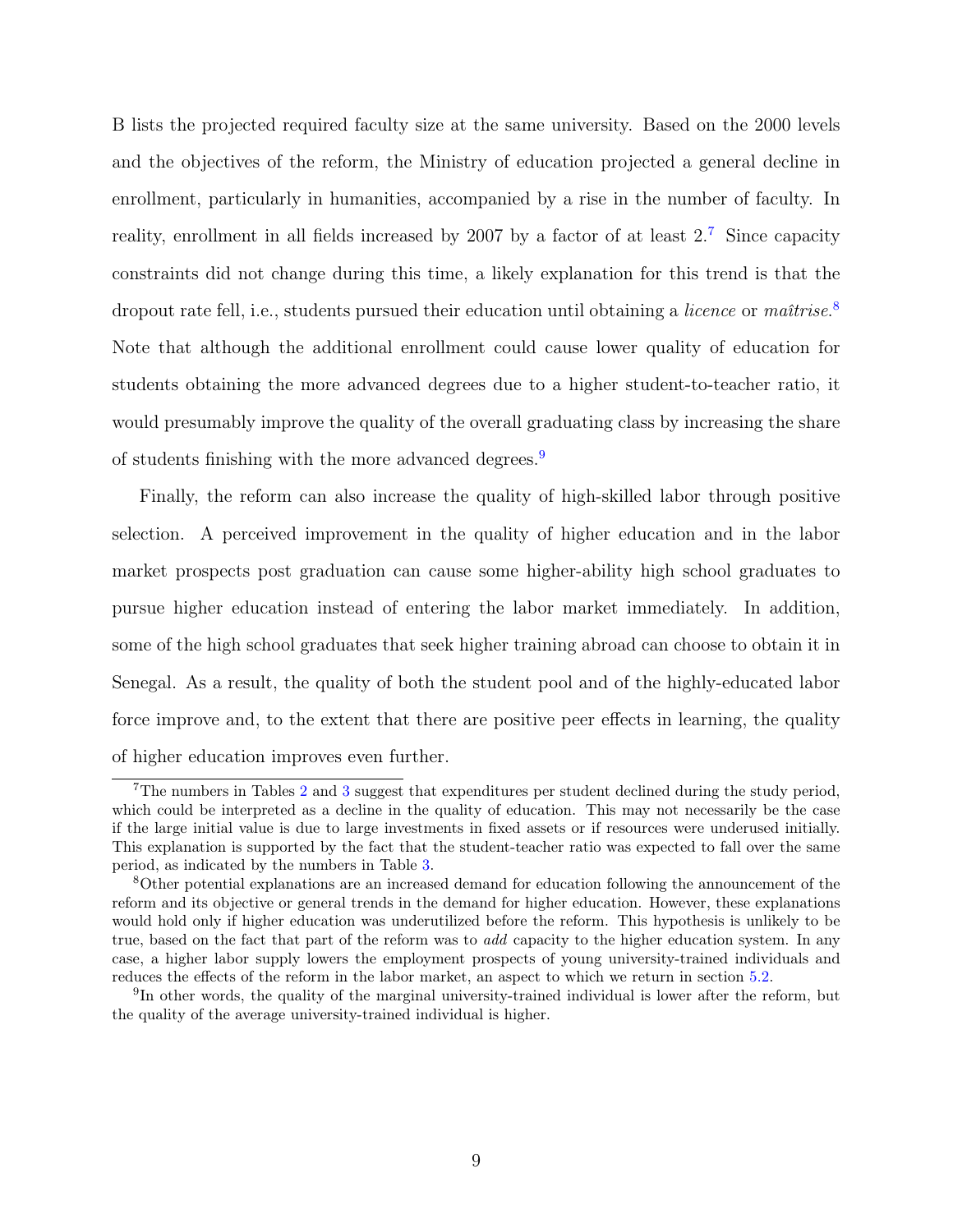B lists the projected required faculty size at the same university. Based on the 2000 levels and the objectives of the reform, the Ministry of education projected a general decline in enrollment, particularly in humanities, accompanied by a rise in the number of faculty. In reality, enrollment in all fields increased by 2007 by a factor of at least 2.[7] Since capacity constraints did not change during this time, a likely explanation for this trend is that the dropout rate fell, i.e., students pursued their education until obtaining a *licence* or *maîtrise*.[8] Note that although the additional enrollment could cause lower quality of education for students obtaining the more advanced degrees due to a higher student-to-teacher ratio, it would presumably improve the quality of the overall graduating class by increasing the share of students finishing with the more advanced degrees.[9]

Finally, the reform can also increase the quality of high-skilled labor through positive selection. A perceived improvement in the quality of higher education and in the labor market prospects post graduation can cause some higher-ability high school graduates to pursue higher education instead of entering the labor market immediately. In addition, some of the high school graduates that seek higher training abroad can choose to obtain it in Senegal. As a result, the quality of both the student pool and of the highly-educated labor force improve and, to the extent that there are positive peer effects in learning, the quality of higher education improves even further.

[7] The numbers in Tables 2 and 3 suggest that expenditures per student declined during the study period, which could be interpreted as a decline in the quality of education. This may not necessarily be the case if the large initial value is due to large investments in fixed assets or if resources were underused initially. This explanation is supported by the fact that the student-teacher ratio was expected to fall over the same period, as indicated by the numbers in Table 3.

[8] Other potential explanations are an increased demand for education following the announcement of the reform and its objective or general trends in the demand for higher education. However, these explanations would hold only if higher education was underutilized before the reform. This hypothesis is unlikely to be true, based on the fact that part of the reform was to *add* capacity to the higher education system. In any case, a higher labor supply lowers the employment prospects of young university-trained individuals and reduces the effects of the reform in the labor market, an aspect to which we return in section 5.2.

[9] In other words, the quality of the marginal university-trained individual is lower after the reform, but the quality of the average university-trained individual is higher.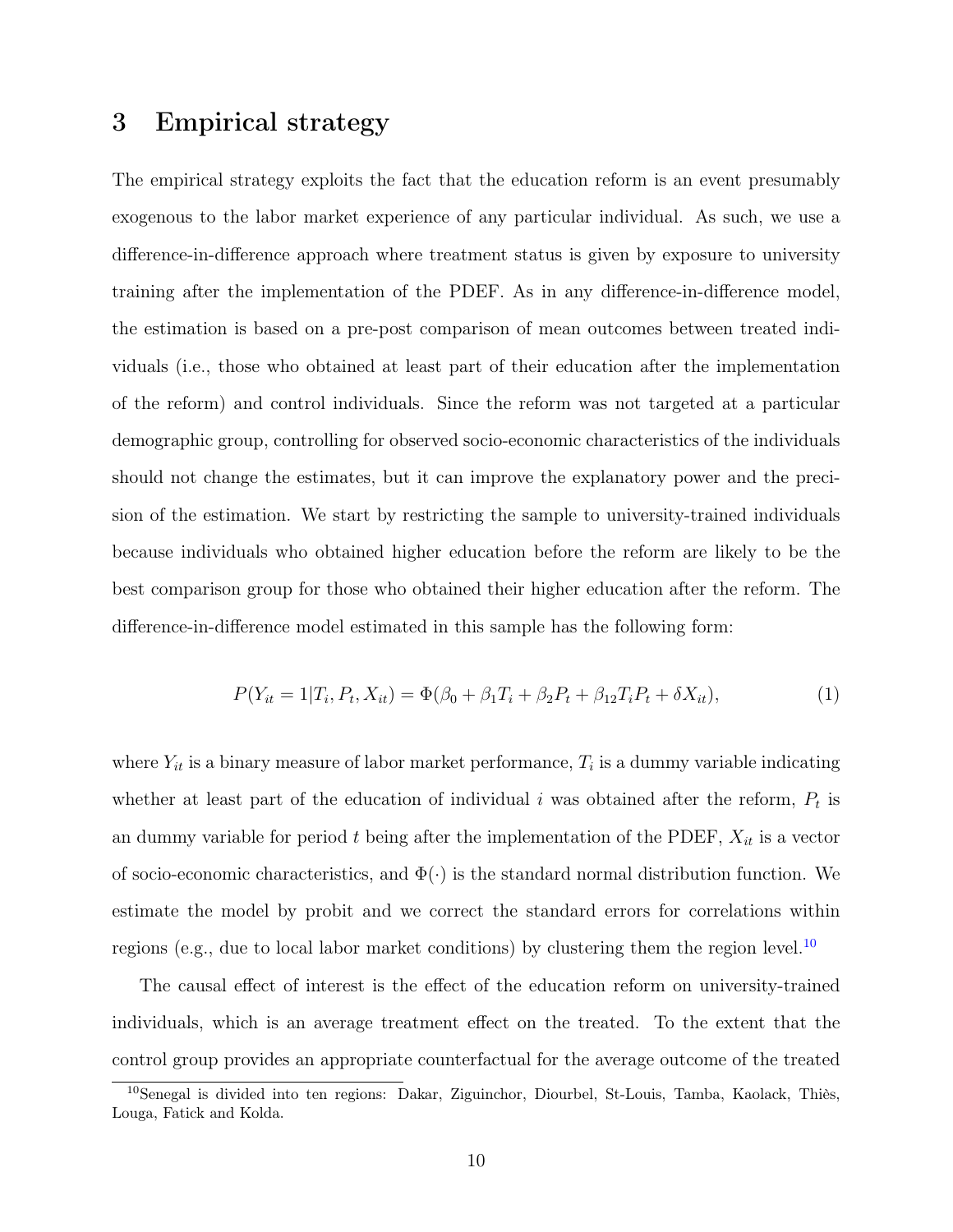## 3 Empirical strategy

The empirical strategy exploits the fact that the education reform is an event presumably exogenous to the labor market experience of any particular individual. As such, we use a difference-in-difference approach where treatment status is given by exposure to university training after the implementation of the PDEF. As in any difference-in-difference model, the estimation is based on a pre-post comparison of mean outcomes between treated individuals (i.e., those who obtained at least part of their education after the implementation of the reform) and control individuals. Since the reform was not targeted at a particular demographic group, controlling for observed socio-economic characteristics of the individuals should not change the estimates, but it can improve the explanatory power and the precision of the estimation. We start by restricting the sample to university-trained individuals because individuals who obtained higher education before the reform are likely to be the best comparison group for those who obtained their higher education after the reform. The difference-in-difference model estimated in this sample has the following form:

$$P(Y_{it} = 1 | T_i, P_t, X_{it}) = \Phi(\beta_0 + \beta_1 T_i + \beta_2 P_t + \beta_{12} T_i P_t + \delta X_{it}), \quad (1)$$

where $Y_{it}$ is a binary measure of labor market performance, $T_i$ is a dummy variable indicating whether at least part of the education of individual $i$ was obtained after the reform, $P_t$ is an dummy variable for period $t$ being after the implementation of the PDEF, $X_{it}$ is a vector of socio-economic characteristics, and $\Phi(\cdot)$ is the standard normal distribution function. We estimate the model by probit and we correct the standard errors for correlations within regions (e.g., due to local labor market conditions) by clustering them the region level.[10]

The causal effect of interest is the effect of the education reform on university-trained individuals, which is an average treatment effect on the treated. To the extent that the control group provides an appropriate counterfactual for the average outcome of the treated

[10] Senegal is divided into ten regions: Dakar, Ziguinchor, Diourbel, St-Louis, Tamba, Kaolack, Thiès, Louga, Fatick and Kolda.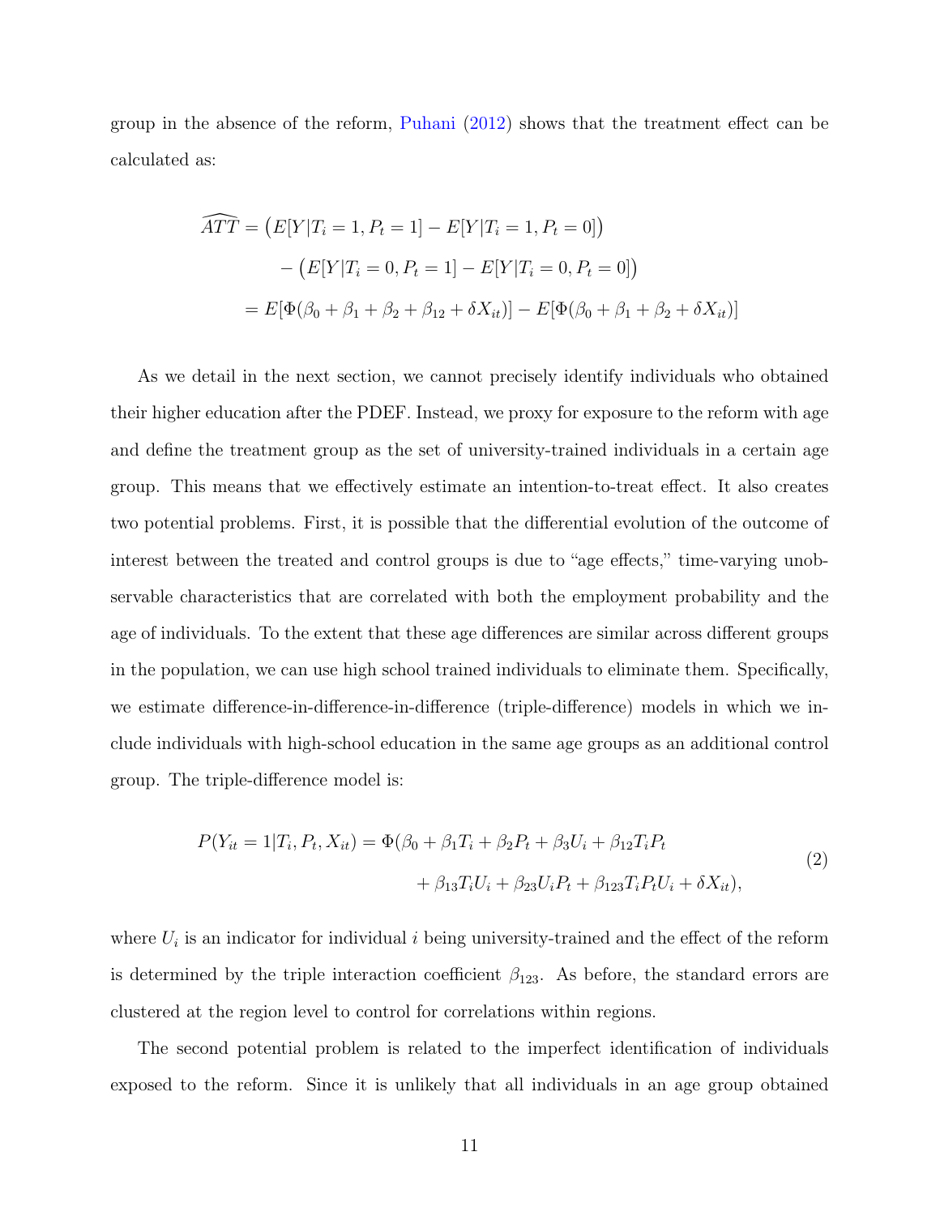group in the absence of the reform, Puhani (2012) shows that the treatment effect can be calculated as:

$$
\begin{aligned}
\widehat{ATT} &= \big(E[Y|T_i = 1, P_t = 1] - E[Y|T_i = 1, P_t = 0]\big) \\
&\quad - \big(E[Y|T_i = 0, P_t = 1] - E[Y|T_i = 0, P_t = 0]\big) \\
&= E[\Phi(\beta_0 + \beta_1 + \beta_2 + \beta_{12} + \delta X_{it})] - E[\Phi(\beta_0 + \beta_1 + \beta_2 + \delta X_{it})]
\end{aligned}
$$

As we detail in the next section, we cannot precisely identify individuals who obtained their higher education after the PDEF. Instead, we proxy for exposure to the reform with age and define the treatment group as the set of university-trained individuals in a certain age group. This means that we effectively estimate an intention-to-treat effect. It also creates two potential problems. First, it is possible that the differential evolution of the outcome of interest between the treated and control groups is due to "age effects," time-varying unobservable characteristics that are correlated with both the employment probability and the age of individuals. To the extent that these age differences are similar across different groups in the population, we can use high school trained individuals to eliminate them. Specifically, we estimate difference-in-difference-in-difference (triple-difference) models in which we include individuals with high-school education in the same age groups as an additional control group. The triple-difference model is:

$$
\begin{aligned}
P(Y_{it} = 1|T_i, P_t, X_{it}) = \Phi(&\beta_0 + \beta_1 T_i + \beta_2 P_t + \beta_3 U_i + \beta_{12} T_i P_t \\
&+ \beta_{13} T_i U_i + \beta_{23} U_i P_t + \beta_{123} T_i P_t U_i + \delta X_{it}),
\end{aligned}
\tag{2}
$$

where $U_i$ is an indicator for individual $i$ being university-trained and the effect of the reform is determined by the triple interaction coefficient $\beta_{123}$. As before, the standard errors are clustered at the region level to control for correlations within regions.

The second potential problem is related to the imperfect identification of individuals exposed to the reform. Since it is unlikely that all individuals in an age group obtained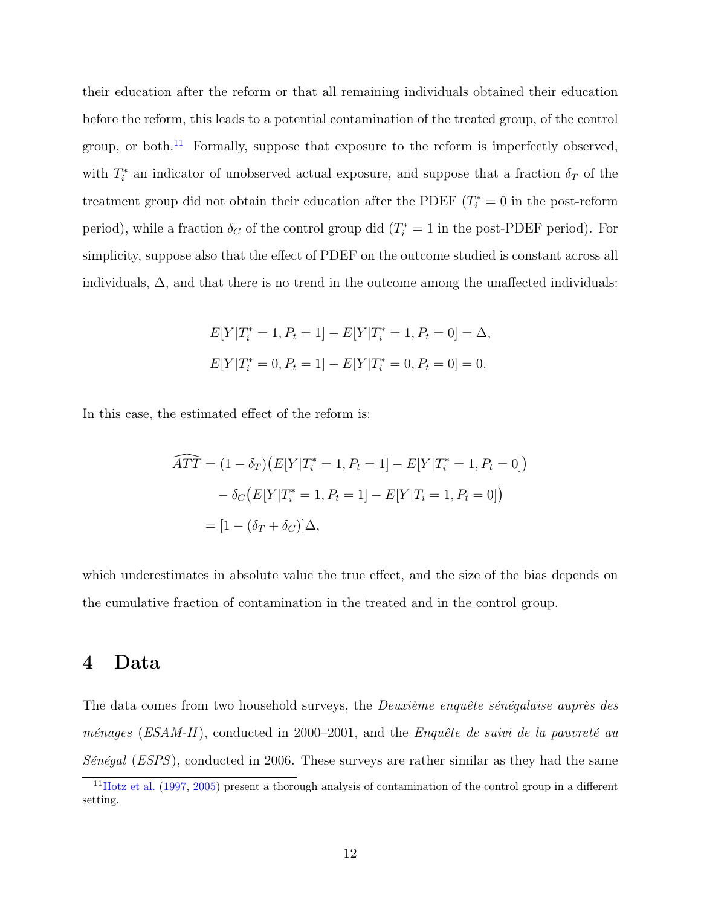their education after the reform or that all remaining individuals obtained their education before the reform, this leads to a potential contamination of the treated group, of the control group, or both.[11] Formally, suppose that exposure to the reform is imperfectly observed, with $T_i^*$ an indicator of unobserved actual exposure, and suppose that a fraction $\delta_T$ of the treatment group did not obtain their education after the PDEF ($T_i^* = 0$ in the post-reform period), while a fraction $\delta_C$ of the control group did ($T_i^* = 1$ in the post-PDEF period). For simplicity, suppose also that the effect of PDEF on the outcome studied is constant across all individuals, $\Delta$, and that there is no trend in the outcome among the unaffected individuals:

$$E[Y|T_i^* = 1, P_t = 1] - E[Y|T_i^* = 1, P_t = 0] = \Delta,$$
$$E[Y|T_i^* = 0, P_t = 1] - E[Y|T_i^* = 0, P_t = 0] = 0.$$

In this case, the estimated effect of the reform is:

$$\begin{aligned}
\widehat{ATT} &= (1 - \delta_T)\big(E[Y|T_i^* = 1, P_t = 1] - E[Y|T_i^* = 1, P_t = 0]\big) \\
&\quad - \delta_C\big(E[Y|T_i^* = 1, P_t = 1] - E[Y|T_i = 1, P_t = 0]\big) \\
&= [1 - (\delta_T + \delta_C)]\Delta,
\end{aligned}$$

which underestimates in absolute value the true effect, and the size of the bias depends on the cumulative fraction of contamination in the treated and in the control group.

# 4 Data

The data comes from two household surveys, the *Deuxième enquête sénégalaise auprès des ménages* (*ESAM-II*), conducted in 2000–2001, and the *Enquête de suivi de la pauvreté au Sénégal* (*ESPS*), conducted in 2006. These surveys are rather similar as they had the same

[11] Hotz et al. (1997, 2005) present a thorough analysis of contamination of the control group in a different setting.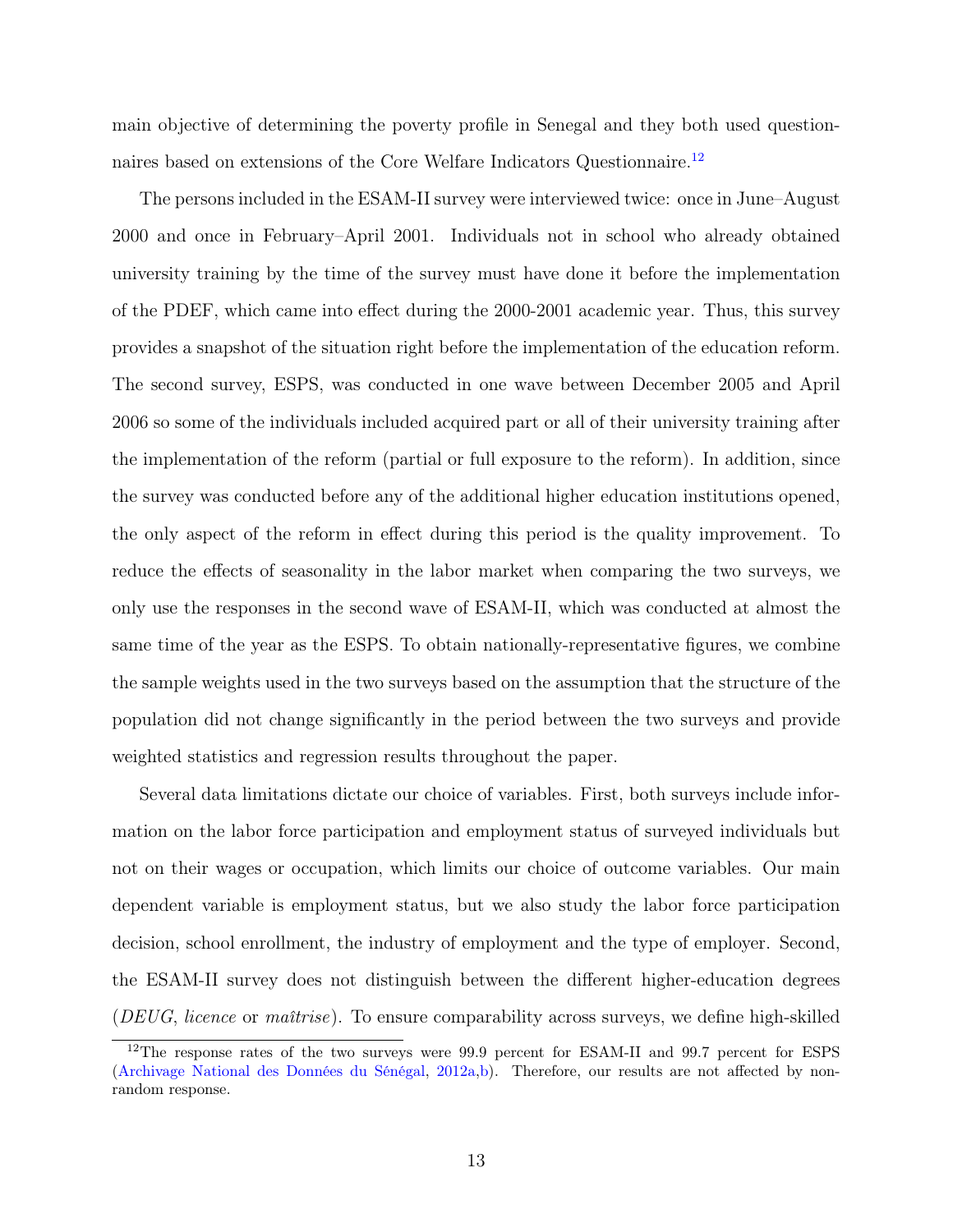main objective of determining the poverty profile in Senegal and they both used questionnaires based on extensions of the Core Welfare Indicators Questionnaire.[12]

The persons included in the ESAM-II survey were interviewed twice: once in June–August 2000 and once in February–April 2001. Individuals not in school who already obtained university training by the time of the survey must have done it before the implementation of the PDEF, which came into effect during the 2000-2001 academic year. Thus, this survey provides a snapshot of the situation right before the implementation of the education reform. The second survey, ESPS, was conducted in one wave between December 2005 and April 2006 so some of the individuals included acquired part or all of their university training after the implementation of the reform (partial or full exposure to the reform). In addition, since the survey was conducted before any of the additional higher education institutions opened, the only aspect of the reform in effect during this period is the quality improvement. To reduce the effects of seasonality in the labor market when comparing the two surveys, we only use the responses in the second wave of ESAM-II, which was conducted at almost the same time of the year as the ESPS. To obtain nationally-representative figures, we combine the sample weights used in the two surveys based on the assumption that the structure of the population did not change significantly in the period between the two surveys and provide weighted statistics and regression results throughout the paper.

Several data limitations dictate our choice of variables. First, both surveys include information on the labor force participation and employment status of surveyed individuals but not on their wages or occupation, which limits our choice of outcome variables. Our main dependent variable is employment status, but we also study the labor force participation decision, school enrollment, the industry of employment and the type of employer. Second, the ESAM-II survey does not distinguish between the different higher-education degrees (*DEUG*, *licence* or *maîtrise*). To ensure comparability across surveys, we define high-skilled

[12] The response rates of the two surveys were 99.9 percent for ESAM-II and 99.7 percent for ESPS (Archivage National des Données du Sénégal, 2012a,b). Therefore, our results are not affected by non-random response.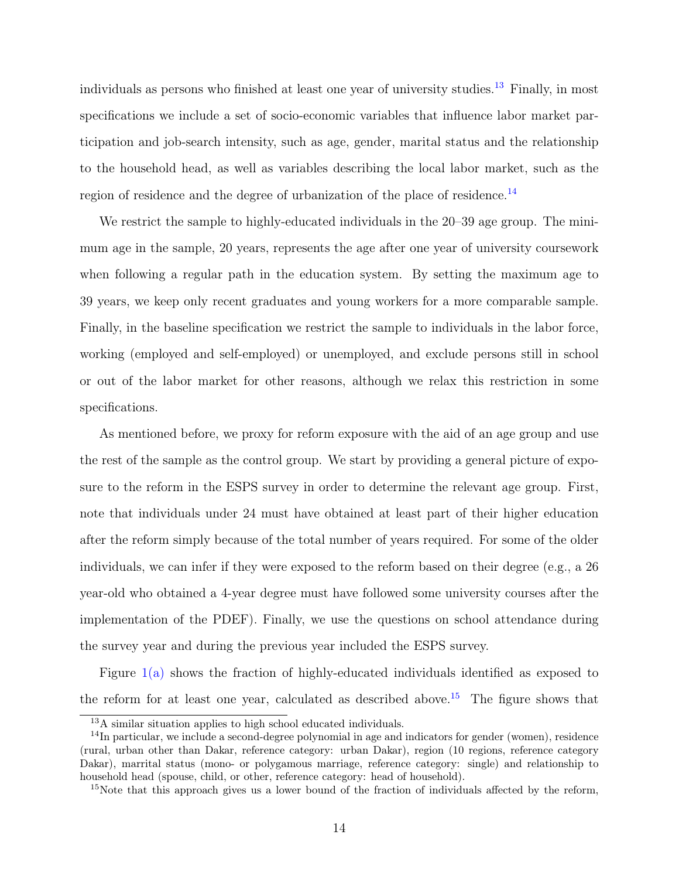individuals as persons who finished at least one year of university studies.[13] Finally, in most specifications we include a set of socio-economic variables that influence labor market participation and job-search intensity, such as age, gender, marital status and the relationship to the household head, as well as variables describing the local labor market, such as the region of residence and the degree of urbanization of the place of residence.[14]

We restrict the sample to highly-educated individuals in the 20–39 age group. The minimum age in the sample, 20 years, represents the age after one year of university coursework when following a regular path in the education system. By setting the maximum age to 39 years, we keep only recent graduates and young workers for a more comparable sample. Finally, in the baseline specification we restrict the sample to individuals in the labor force, working (employed and self-employed) or unemployed, and exclude persons still in school or out of the labor market for other reasons, although we relax this restriction in some specifications.

As mentioned before, we proxy for reform exposure with the aid of an age group and use the rest of the sample as the control group. We start by providing a general picture of exposure to the reform in the ESPS survey in order to determine the relevant age group. First, note that individuals under 24 must have obtained at least part of their higher education after the reform simply because of the total number of years required. For some of the older individuals, we can infer if they were exposed to the reform based on their degree (e.g., a 26 year-old who obtained a 4-year degree must have followed some university courses after the implementation of the PDEF). Finally, we use the questions on school attendance during the survey year and during the previous year included the ESPS survey.

Figure 1(a) shows the fraction of highly-educated individuals identified as exposed to the reform for at least one year, calculated as described above.[15] The figure shows that

[13] A similar situation applies to high school educated individuals.

[14] In particular, we include a second-degree polynomial in age and indicators for gender (women), residence (rural, urban other than Dakar, reference category: urban Dakar), region (10 regions, reference category Dakar), marrital status (mono- or polygamous marriage, reference category: single) and relationship to household head (spouse, child, or other, reference category: head of household).

[15] Note that this approach gives us a lower bound of the fraction of individuals affected by the reform,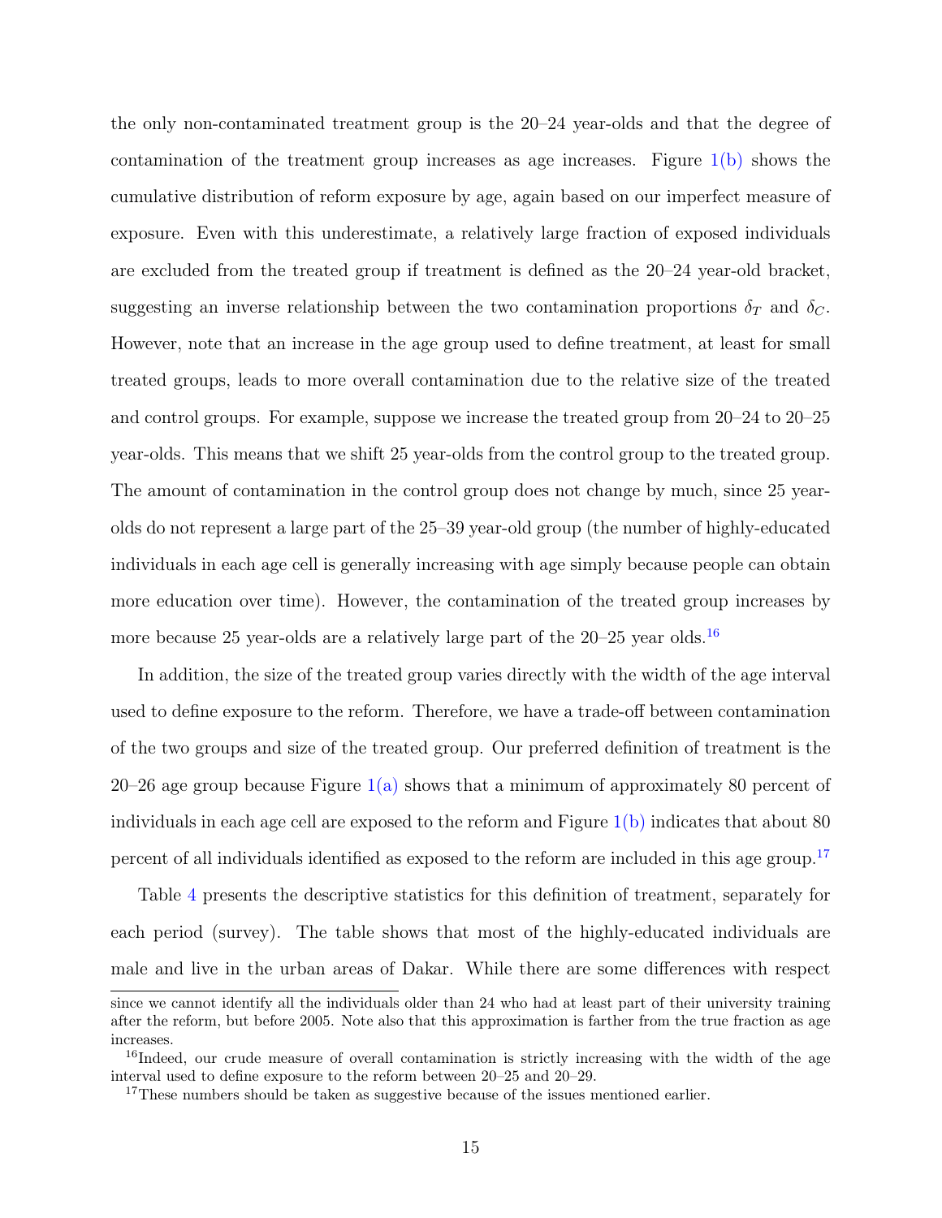the only non-contaminated treatment group is the 20–24 year-olds and that the degree of contamination of the treatment group increases as age increases. Figure 1(b) shows the cumulative distribution of reform exposure by age, again based on our imperfect measure of exposure. Even with this underestimate, a relatively large fraction of exposed individuals are excluded from the treated group if treatment is defined as the 20–24 year-old bracket, suggesting an inverse relationship between the two contamination proportions $\delta_T$ and $\delta_C$. However, note that an increase in the age group used to define treatment, at least for small treated groups, leads to more overall contamination due to the relative size of the treated and control groups. For example, suppose we increase the treated group from 20–24 to 20–25 year-olds. This means that we shift 25 year-olds from the control group to the treated group. The amount of contamination in the control group does not change by much, since 25 year-olds do not represent a large part of the 25–39 year-old group (the number of highly-educated individuals in each age cell is generally increasing with age simply because people can obtain more education over time). However, the contamination of the treated group increases by more because 25 year-olds are a relatively large part of the 20–25 year olds.[16]

In addition, the size of the treated group varies directly with the width of the age interval used to define exposure to the reform. Therefore, we have a trade-off between contamination of the two groups and size of the treated group. Our preferred definition of treatment is the 20–26 age group because Figure 1(a) shows that a minimum of approximately 80 percent of individuals in each age cell are exposed to the reform and Figure 1(b) indicates that about 80 percent of all individuals identified as exposed to the reform are included in this age group.[17]

Table 4 presents the descriptive statistics for this definition of treatment, separately for each period (survey). The table shows that most of the highly-educated individuals are male and live in the urban areas of Dakar. While there are some differences with respect

---

since we cannot identify all the individuals older than 24 who had at least part of their university training after the reform, but before 2005. Note also that this approximation is farther from the true fraction as age increases.

[16] Indeed, our crude measure of overall contamination is strictly increasing with the width of the age interval used to define exposure to the reform between 20–25 and 20–29.

[17] These numbers should be taken as suggestive because of the issues mentioned earlier.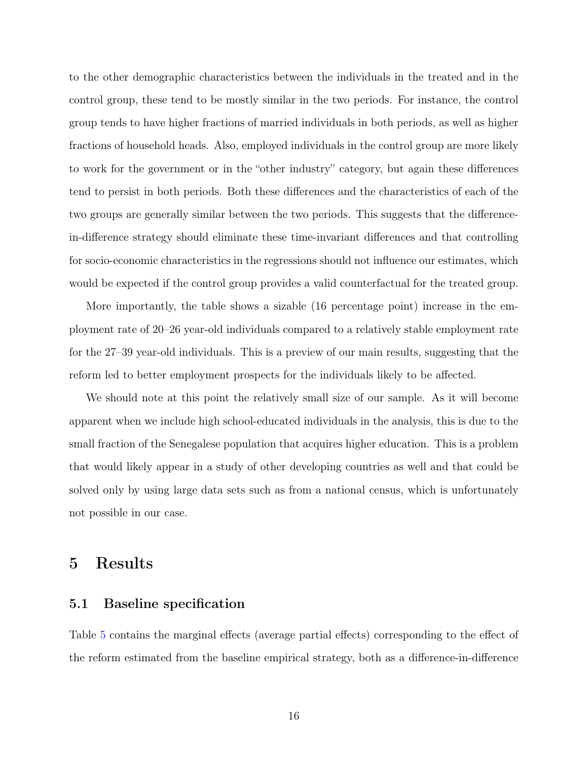to the other demographic characteristics between the individuals in the treated and in the control group, these tend to be mostly similar in the two periods. For instance, the control group tends to have higher fractions of married individuals in both periods, as well as higher fractions of household heads. Also, employed individuals in the control group are more likely to work for the government or in the "other industry" category, but again these differences tend to persist in both periods. Both these differences and the characteristics of each of the two groups are generally similar between the two periods. This suggests that the difference-in-difference strategy should eliminate these time-invariant differences and that controlling for socio-economic characteristics in the regressions should not influence our estimates, which would be expected if the control group provides a valid counterfactual for the treated group.

More importantly, the table shows a sizable (16 percentage point) increase in the employment rate of 20–26 year-old individuals compared to a relatively stable employment rate for the 27–39 year-old individuals. This is a preview of our main results, suggesting that the reform led to better employment prospects for the individuals likely to be affected.

We should note at this point the relatively small size of our sample. As it will become apparent when we include high school-educated individuals in the analysis, this is due to the small fraction of the Senegalese population that acquires higher education. This is a problem that would likely appear in a study of other developing countries as well and that could be solved only by using large data sets such as from a national census, which is unfortunately not possible in our case.

# 5 Results

## 5.1 Baseline specification

Table 5 contains the marginal effects (average partial effects) corresponding to the effect of the reform estimated from the baseline empirical strategy, both as a difference-in-difference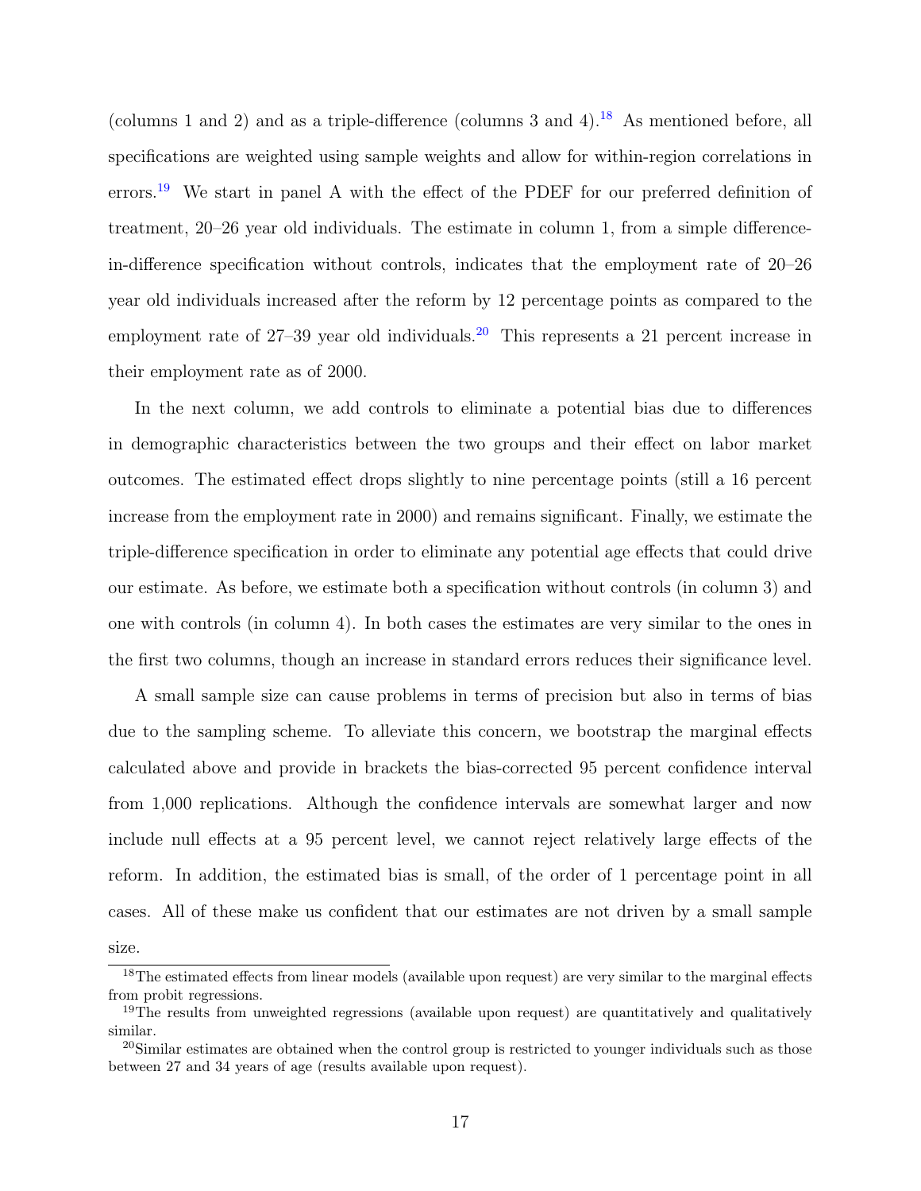(columns 1 and 2) and as a triple-difference (columns 3 and 4).[18] As mentioned before, all specifications are weighted using sample weights and allow for within-region correlations in errors.[19] We start in panel A with the effect of the PDEF for our preferred definition of treatment, 20–26 year old individuals. The estimate in column 1, from a simple difference-in-difference specification without controls, indicates that the employment rate of 20–26 year old individuals increased after the reform by 12 percentage points as compared to the employment rate of 27–39 year old individuals.[20] This represents a 21 percent increase in their employment rate as of 2000.

In the next column, we add controls to eliminate a potential bias due to differences in demographic characteristics between the two groups and their effect on labor market outcomes. The estimated effect drops slightly to nine percentage points (still a 16 percent increase from the employment rate in 2000) and remains significant. Finally, we estimate the triple-difference specification in order to eliminate any potential age effects that could drive our estimate. As before, we estimate both a specification without controls (in column 3) and one with controls (in column 4). In both cases the estimates are very similar to the ones in the first two columns, though an increase in standard errors reduces their significance level.

A small sample size can cause problems in terms of precision but also in terms of bias due to the sampling scheme. To alleviate this concern, we bootstrap the marginal effects calculated above and provide in brackets the bias-corrected 95 percent confidence interval from 1,000 replications. Although the confidence intervals are somewhat larger and now include null effects at a 95 percent level, we cannot reject relatively large effects of the reform. In addition, the estimated bias is small, of the order of 1 percentage point in all cases. All of these make us confident that our estimates are not driven by a small sample size.

[18] The estimated effects from linear models (available upon request) are very similar to the marginal effects from probit regressions.

[19] The results from unweighted regressions (available upon request) are quantitatively and qualitatively similar.

[20] Similar estimates are obtained when the control group is restricted to younger individuals such as those between 27 and 34 years of age (results available upon request).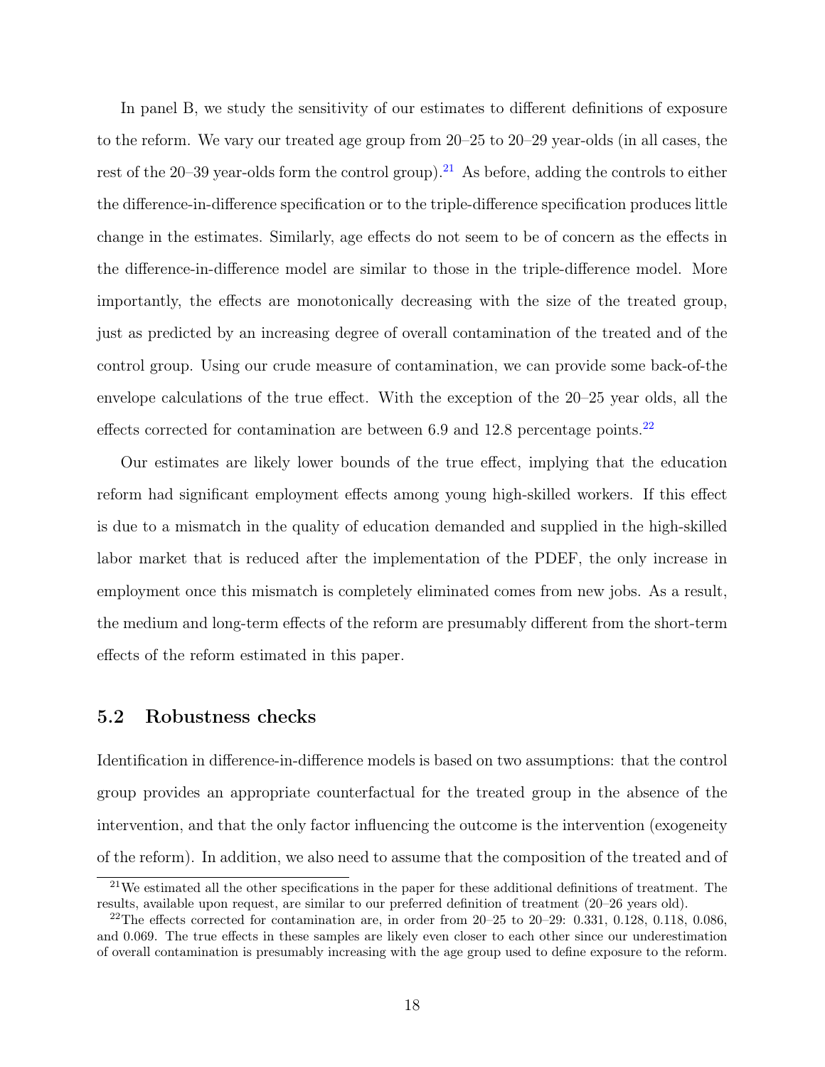In panel B, we study the sensitivity of our estimates to different definitions of exposure to the reform. We vary our treated age group from 20–25 to 20–29 year-olds (in all cases, the rest of the 20–39 year-olds form the control group).[21] As before, adding the controls to either the difference-in-difference specification or to the triple-difference specification produces little change in the estimates. Similarly, age effects do not seem to be of concern as the effects in the difference-in-difference model are similar to those in the triple-difference model. More importantly, the effects are monotonically decreasing with the size of the treated group, just as predicted by an increasing degree of overall contamination of the treated and of the control group. Using our crude measure of contamination, we can provide some back-of-the envelope calculations of the true effect. With the exception of the 20–25 year olds, all the effects corrected for contamination are between 6.9 and 12.8 percentage points.[22]

Our estimates are likely lower bounds of the true effect, implying that the education reform had significant employment effects among young high-skilled workers. If this effect is due to a mismatch in the quality of education demanded and supplied in the high-skilled labor market that is reduced after the implementation of the PDEF, the only increase in employment once this mismatch is completely eliminated comes from new jobs. As a result, the medium and long-term effects of the reform are presumably different from the short-term effects of the reform estimated in this paper.

## 5.2 Robustness checks

Identification in difference-in-difference models is based on two assumptions: that the control group provides an appropriate counterfactual for the treated group in the absence of the intervention, and that the only factor influencing the outcome is the intervention (exogeneity of the reform). In addition, we also need to assume that the composition of the treated and of

[21] We estimated all the other specifications in the paper for these additional definitions of treatment. The results, available upon request, are similar to our preferred definition of treatment (20–26 years old).

[22] The effects corrected for contamination are, in order from 20–25 to 20–29: 0.331, 0.128, 0.118, 0.086, and 0.069. The true effects in these samples are likely even closer to each other since our underestimation of overall contamination is presumably increasing with the age group used to define exposure to the reform.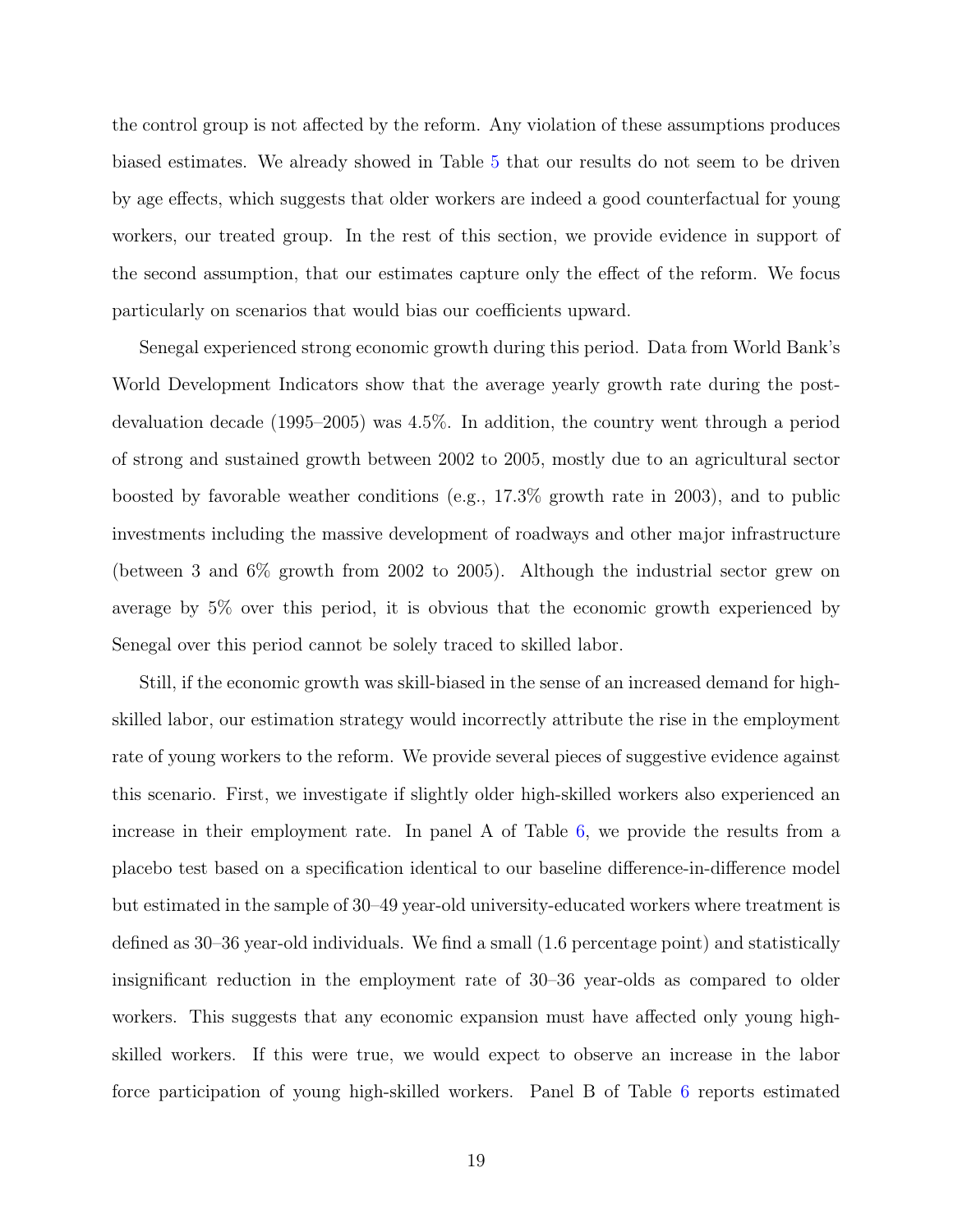the control group is not affected by the reform. Any violation of these assumptions produces biased estimates. We already showed in Table 5 that our results do not seem to be driven by age effects, which suggests that older workers are indeed a good counterfactual for young workers, our treated group. In the rest of this section, we provide evidence in support of the second assumption, that our estimates capture only the effect of the reform. We focus particularly on scenarios that would bias our coefficients upward.

Senegal experienced strong economic growth during this period. Data from World Bank's World Development Indicators show that the average yearly growth rate during the post-devaluation decade (1995–2005) was 4.5%. In addition, the country went through a period of strong and sustained growth between 2002 to 2005, mostly due to an agricultural sector boosted by favorable weather conditions (e.g., 17.3% growth rate in 2003), and to public investments including the massive development of roadways and other major infrastructure (between 3 and 6% growth from 2002 to 2005). Although the industrial sector grew on average by 5% over this period, it is obvious that the economic growth experienced by Senegal over this period cannot be solely traced to skilled labor.

Still, if the economic growth was skill-biased in the sense of an increased demand for high-skilled labor, our estimation strategy would incorrectly attribute the rise in the employment rate of young workers to the reform. We provide several pieces of suggestive evidence against this scenario. First, we investigate if slightly older high-skilled workers also experienced an increase in their employment rate. In panel A of Table 6, we provide the results from a placebo test based on a specification identical to our baseline difference-in-difference model but estimated in the sample of 30–49 year-old university-educated workers where treatment is defined as 30–36 year-old individuals. We find a small (1.6 percentage point) and statistically insignificant reduction in the employment rate of 30–36 year-olds as compared to older workers. This suggests that any economic expansion must have affected only young high-skilled workers. If this were true, we would expect to observe an increase in the labor force participation of young high-skilled workers. Panel B of Table 6 reports estimated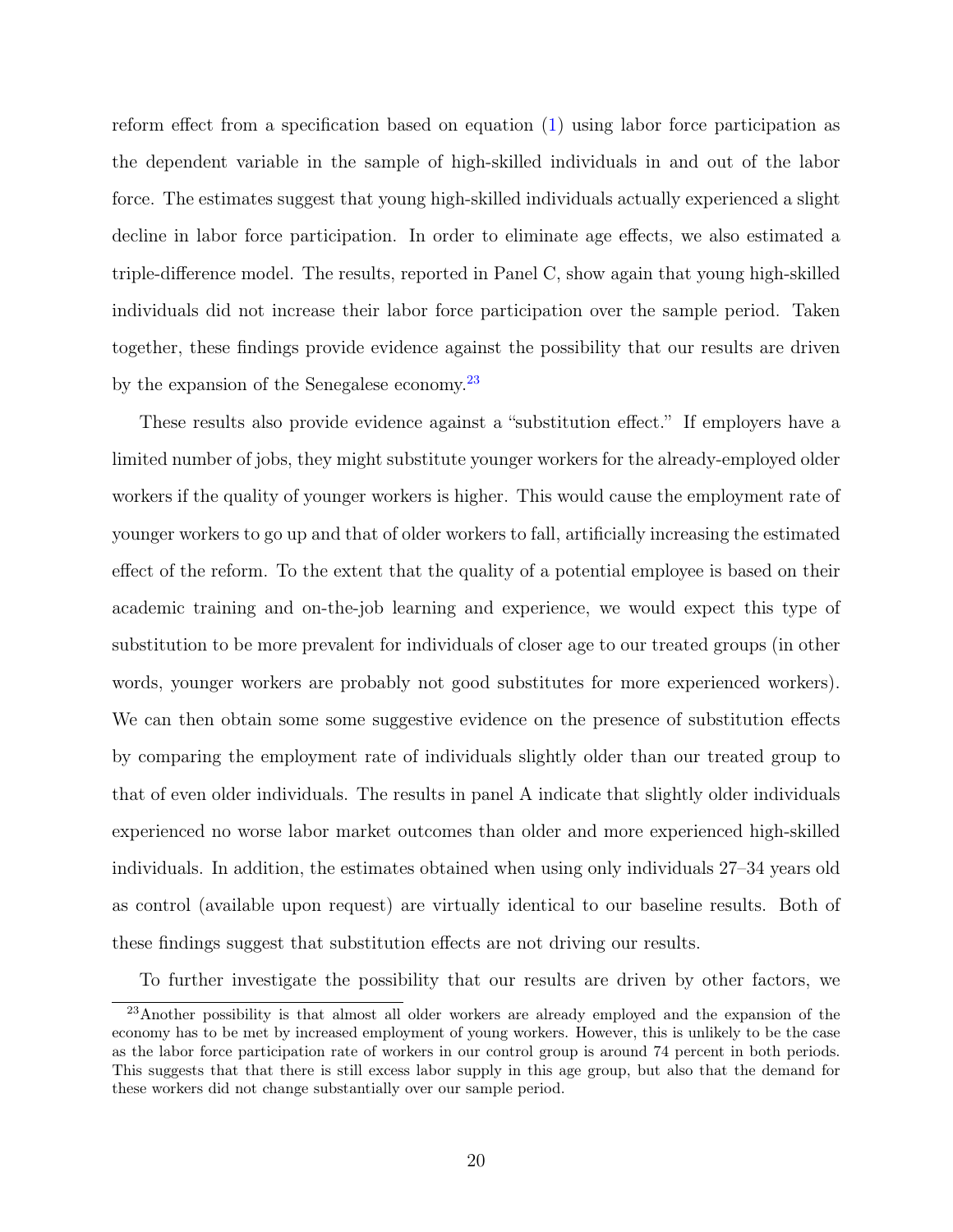reform effect from a specification based on equation (1) using labor force participation as the dependent variable in the sample of high-skilled individuals in and out of the labor force. The estimates suggest that young high-skilled individuals actually experienced a slight decline in labor force participation. In order to eliminate age effects, we also estimated a triple-difference model. The results, reported in Panel C, show again that young high-skilled individuals did not increase their labor force participation over the sample period. Taken together, these findings provide evidence against the possibility that our results are driven by the expansion of the Senegalese economy.[23]

These results also provide evidence against a "substitution effect." If employers have a limited number of jobs, they might substitute younger workers for the already-employed older workers if the quality of younger workers is higher. This would cause the employment rate of younger workers to go up and that of older workers to fall, artificially increasing the estimated effect of the reform. To the extent that the quality of a potential employee is based on their academic training and on-the-job learning and experience, we would expect this type of substitution to be more prevalent for individuals of closer age to our treated groups (in other words, younger workers are probably not good substitutes for more experienced workers). We can then obtain some some suggestive evidence on the presence of substitution effects by comparing the employment rate of individuals slightly older than our treated group to that of even older individuals. The results in panel A indicate that slightly older individuals experienced no worse labor market outcomes than older and more experienced high-skilled individuals. In addition, the estimates obtained when using only individuals 27–34 years old as control (available upon request) are virtually identical to our baseline results. Both of these findings suggest that substitution effects are not driving our results.

To further investigate the possibility that our results are driven by other factors, we

[23] Another possibility is that almost all older workers are already employed and the expansion of the economy has to be met by increased employment of young workers. However, this is unlikely to be the case as the labor force participation rate of workers in our control group is around 74 percent in both periods. This suggests that that there is still excess labor supply in this age group, but also that the demand for these workers did not change substantially over our sample period.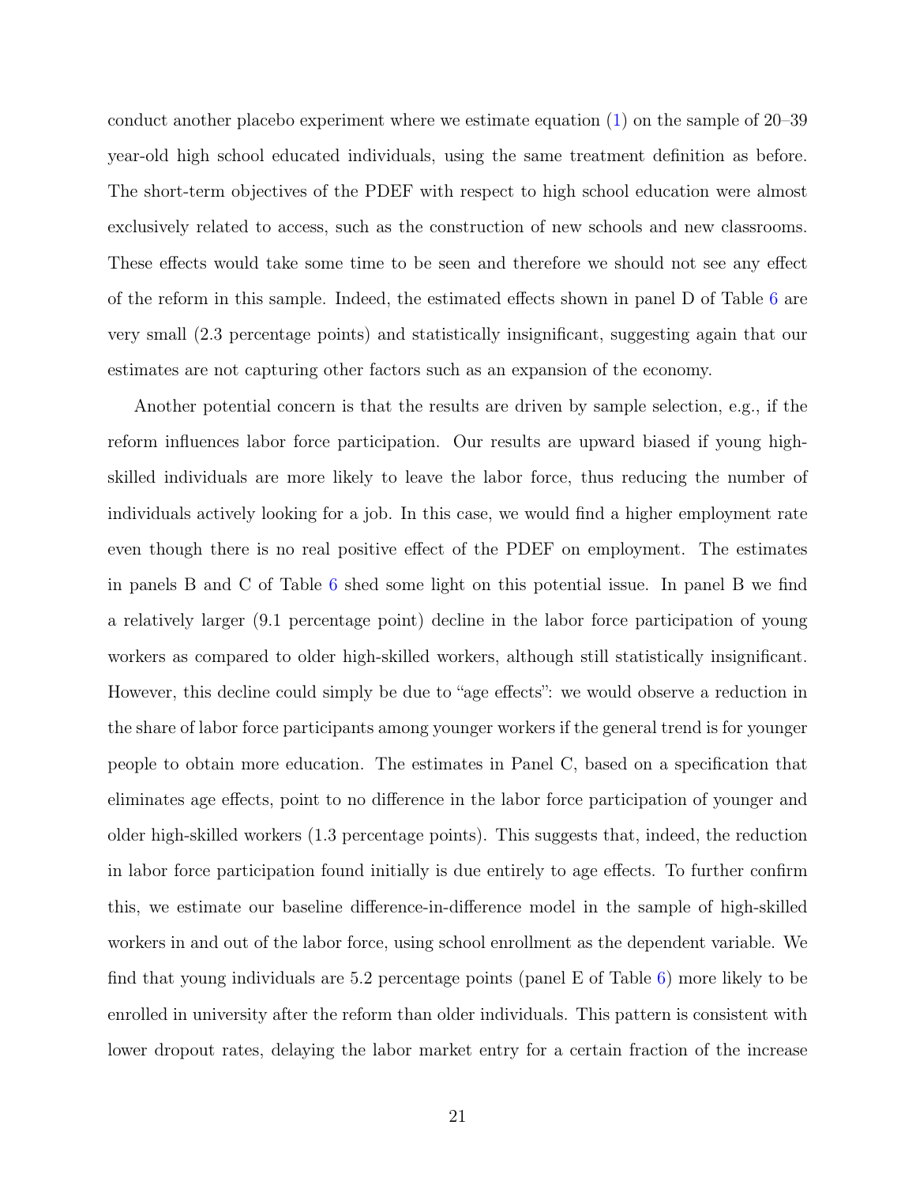conduct another placebo experiment where we estimate equation (1) on the sample of 20–39 year-old high school educated individuals, using the same treatment definition as before. The short-term objectives of the PDEF with respect to high school education were almost exclusively related to access, such as the construction of new schools and new classrooms. These effects would take some time to be seen and therefore we should not see any effect of the reform in this sample. Indeed, the estimated effects shown in panel D of Table 6 are very small (2.3 percentage points) and statistically insignificant, suggesting again that our estimates are not capturing other factors such as an expansion of the economy.

Another potential concern is that the results are driven by sample selection, e.g., if the reform influences labor force participation. Our results are upward biased if young high-skilled individuals are more likely to leave the labor force, thus reducing the number of individuals actively looking for a job. In this case, we would find a higher employment rate even though there is no real positive effect of the PDEF on employment. The estimates in panels B and C of Table 6 shed some light on this potential issue. In panel B we find a relatively larger (9.1 percentage point) decline in the labor force participation of young workers as compared to older high-skilled workers, although still statistically insignificant. However, this decline could simply be due to "age effects": we would observe a reduction in the share of labor force participants among younger workers if the general trend is for younger people to obtain more education. The estimates in Panel C, based on a specification that eliminates age effects, point to no difference in the labor force participation of younger and older high-skilled workers (1.3 percentage points). This suggests that, indeed, the reduction in labor force participation found initially is due entirely to age effects. To further confirm this, we estimate our baseline difference-in-difference model in the sample of high-skilled workers in and out of the labor force, using school enrollment as the dependent variable. We find that young individuals are 5.2 percentage points (panel E of Table 6) more likely to be enrolled in university after the reform than older individuals. This pattern is consistent with lower dropout rates, delaying the labor market entry for a certain fraction of the increase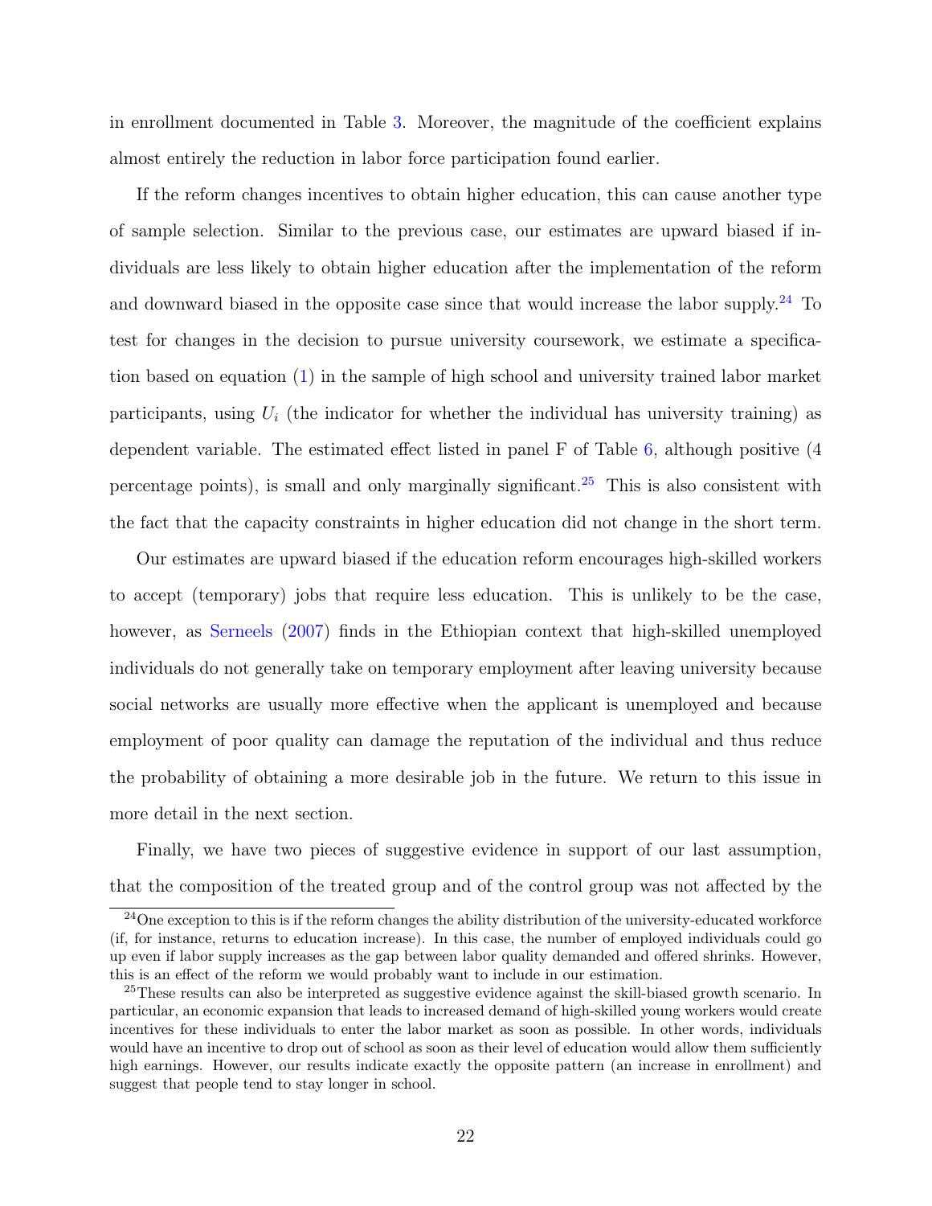in enrollment documented in Table 3. Moreover, the magnitude of the coefficient explains almost entirely the reduction in labor force participation found earlier.

If the reform changes incentives to obtain higher education, this can cause another type of sample selection. Similar to the previous case, our estimates are upward biased if individuals are less likely to obtain higher education after the implementation of the reform and downward biased in the opposite case since that would increase the labor supply.[24] To test for changes in the decision to pursue university coursework, we estimate a specification based on equation (1) in the sample of high school and university trained labor market participants, using $U_i$ (the indicator for whether the individual has university training) as dependent variable. The estimated effect listed in panel F of Table 6, although positive (4 percentage points), is small and only marginally significant.[25] This is also consistent with the fact that the capacity constraints in higher education did not change in the short term.

Our estimates are upward biased if the education reform encourages high-skilled workers to accept (temporary) jobs that require less education. This is unlikely to be the case, however, as Serneels (2007) finds in the Ethiopian context that high-skilled unemployed individuals do not generally take on temporary employment after leaving university because social networks are usually more effective when the applicant is unemployed and because employment of poor quality can damage the reputation of the individual and thus reduce the probability of obtaining a more desirable job in the future. We return to this issue in more detail in the next section.

Finally, we have two pieces of suggestive evidence in support of our last assumption, that the composition of the treated group and of the control group was not affected by the

[24] One exception to this is if the reform changes the ability distribution of the university-educated workforce (if, for instance, returns to education increase). In this case, the number of employed individuals could go up even if labor supply increases as the gap between labor quality demanded and offered shrinks. However, this is an effect of the reform we would probably want to include in our estimation.

[25] These results can also be interpreted as suggestive evidence against the skill-biased growth scenario. In particular, an economic expansion that leads to increased demand of high-skilled young workers would create incentives for these individuals to enter the labor market as soon as possible. In other words, individuals would have an incentive to drop out of school as soon as their level of education would allow them sufficiently high earnings. However, our results indicate exactly the opposite pattern (an increase in enrollment) and suggest that people tend to stay longer in school.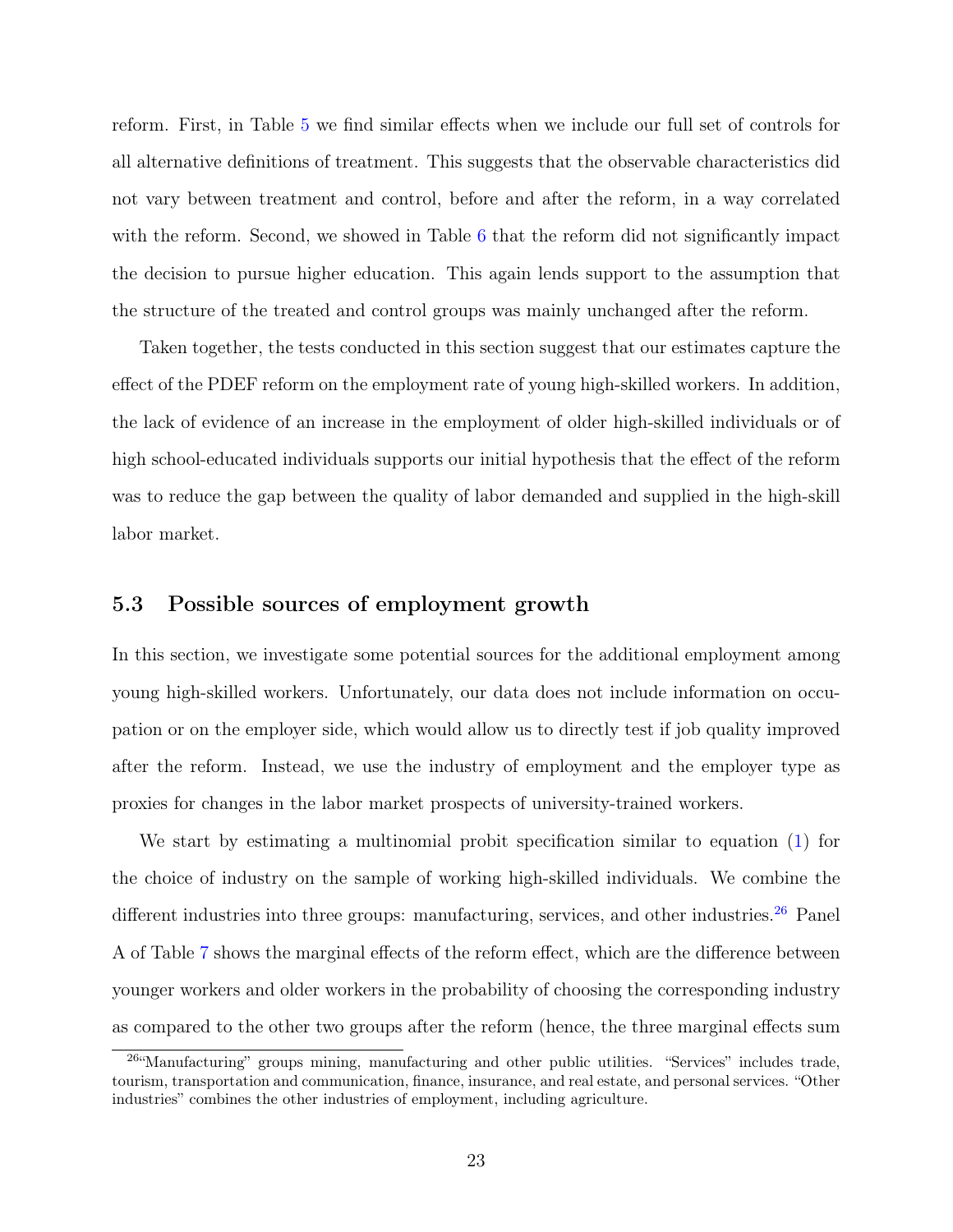reform. First, in Table 5 we find similar effects when we include our full set of controls for all alternative definitions of treatment. This suggests that the observable characteristics did not vary between treatment and control, before and after the reform, in a way correlated with the reform. Second, we showed in Table 6 that the reform did not significantly impact the decision to pursue higher education. This again lends support to the assumption that the structure of the treated and control groups was mainly unchanged after the reform.

Taken together, the tests conducted in this section suggest that our estimates capture the effect of the PDEF reform on the employment rate of young high-skilled workers. In addition, the lack of evidence of an increase in the employment of older high-skilled individuals or of high school-educated individuals supports our initial hypothesis that the effect of the reform was to reduce the gap between the quality of labor demanded and supplied in the high-skill labor market.

### 5.3 Possible sources of employment growth

In this section, we investigate some potential sources for the additional employment among young high-skilled workers. Unfortunately, our data does not include information on occupation or on the employer side, which would allow us to directly test if job quality improved after the reform. Instead, we use the industry of employment and the employer type as proxies for changes in the labor market prospects of university-trained workers.

We start by estimating a multinomial probit specification similar to equation (1) for the choice of industry on the sample of working high-skilled individuals. We combine the different industries into three groups: manufacturing, services, and other industries.[26] Panel A of Table 7 shows the marginal effects of the reform effect, which are the difference between younger workers and older workers in the probability of choosing the corresponding industry as compared to the other two groups after the reform (hence, the three marginal effects sum

[26]"Manufacturing" groups mining, manufacturing and other public utilities. "Services" includes trade, tourism, transportation and communication, finance, insurance, and real estate, and personal services. "Other industries" combines the other industries of employment, including agriculture.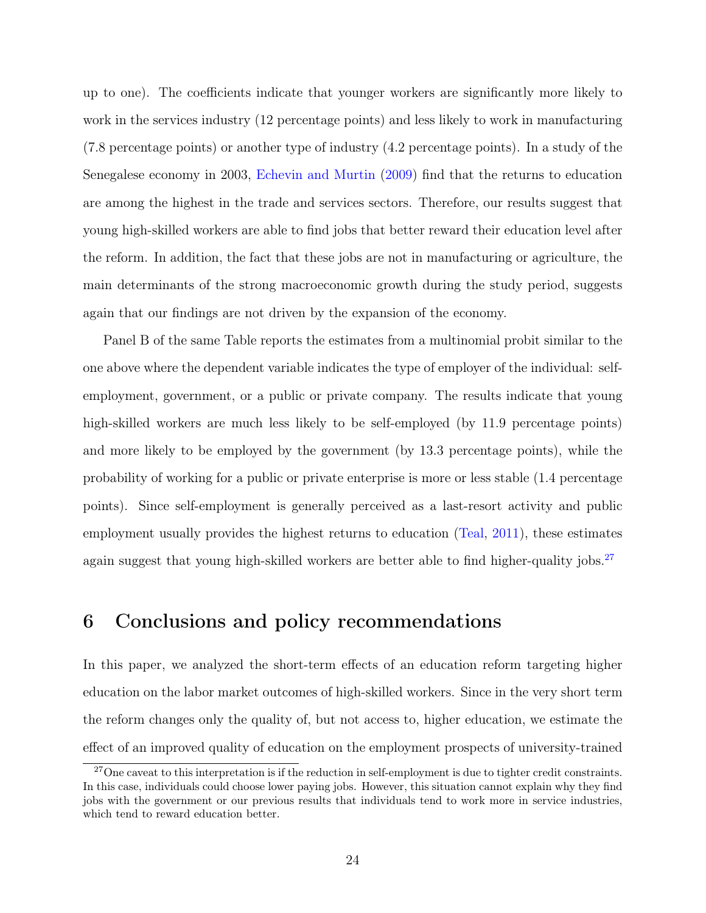up to one). The coefficients indicate that younger workers are significantly more likely to work in the services industry (12 percentage points) and less likely to work in manufacturing (7.8 percentage points) or another type of industry (4.2 percentage points). In a study of the Senegalese economy in 2003, Echevin and Murtin (2009) find that the returns to education are among the highest in the trade and services sectors. Therefore, our results suggest that young high-skilled workers are able to find jobs that better reward their education level after the reform. In addition, the fact that these jobs are not in manufacturing or agriculture, the main determinants of the strong macroeconomic growth during the study period, suggests again that our findings are not driven by the expansion of the economy.

Panel B of the same Table reports the estimates from a multinomial probit similar to the one above where the dependent variable indicates the type of employer of the individual: self-employment, government, or a public or private company. The results indicate that young high-skilled workers are much less likely to be self-employed (by 11.9 percentage points) and more likely to be employed by the government (by 13.3 percentage points), while the probability of working for a public or private enterprise is more or less stable (1.4 percentage points). Since self-employment is generally perceived as a last-resort activity and public employment usually provides the highest returns to education (Teal, 2011), these estimates again suggest that young high-skilled workers are better able to find higher-quality jobs.[27]

# 6 Conclusions and policy recommendations

In this paper, we analyzed the short-term effects of an education reform targeting higher education on the labor market outcomes of high-skilled workers. Since in the very short term the reform changes only the quality of, but not access to, higher education, we estimate the effect of an improved quality of education on the employment prospects of university-trained

[27] One caveat to this interpretation is if the reduction in self-employment is due to tighter credit constraints. In this case, individuals could choose lower paying jobs. However, this situation cannot explain why they find jobs with the government or our previous results that individuals tend to work more in service industries, which tend to reward education better.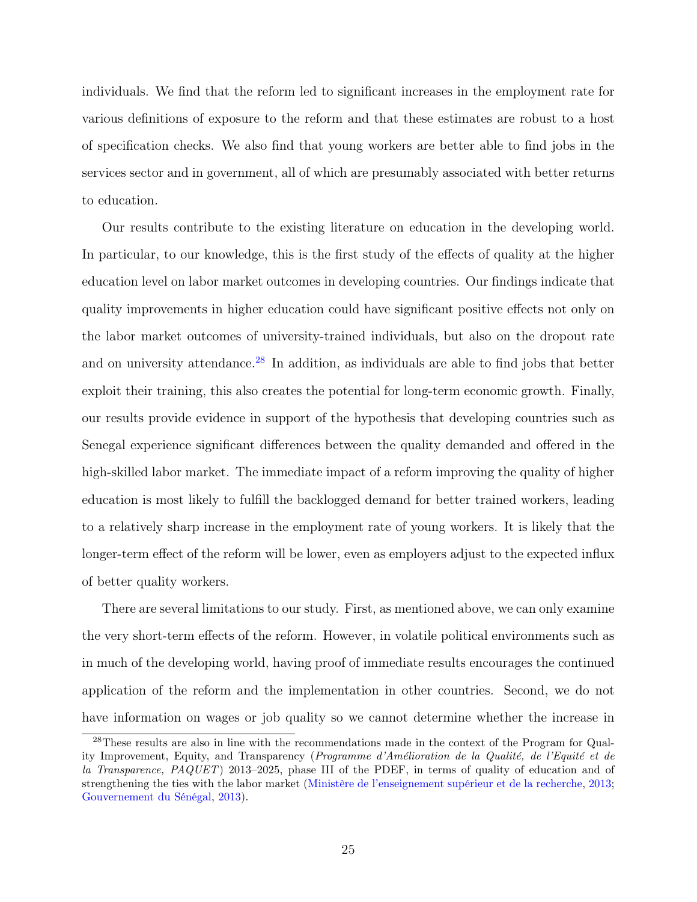individuals. We find that the reform led to significant increases in the employment rate for various definitions of exposure to the reform and that these estimates are robust to a host of specification checks. We also find that young workers are better able to find jobs in the services sector and in government, all of which are presumably associated with better returns to education.

Our results contribute to the existing literature on education in the developing world. In particular, to our knowledge, this is the first study of the effects of quality at the higher education level on labor market outcomes in developing countries. Our findings indicate that quality improvements in higher education could have significant positive effects not only on the labor market outcomes of university-trained individuals, but also on the dropout rate and on university attendance.[28] In addition, as individuals are able to find jobs that better exploit their training, this also creates the potential for long-term economic growth. Finally, our results provide evidence in support of the hypothesis that developing countries such as Senegal experience significant differences between the quality demanded and offered in the high-skilled labor market. The immediate impact of a reform improving the quality of higher education is most likely to fulfill the backlogged demand for better trained workers, leading to a relatively sharp increase in the employment rate of young workers. It is likely that the longer-term effect of the reform will be lower, even as employers adjust to the expected influx of better quality workers.

There are several limitations to our study. First, as mentioned above, we can only examine the very short-term effects of the reform. However, in volatile political environments such as in much of the developing world, having proof of immediate results encourages the continued application of the reform and the implementation in other countries. Second, we do not have information on wages or job quality so we cannot determine whether the increase in

[28] These results are also in line with the recommendations made in the context of the Program for Quality Improvement, Equity, and Transparency (*Programme d'Amélioration de la Qualité, de l'Equité et de la Transparence, PAQUET*) 2013–2025, phase III of the PDEF, in terms of quality of education and of strengthening the ties with the labor market (Ministère de l'enseignement supérieur et de la recherche, 2013; Gouvernement du Sénégal, 2013).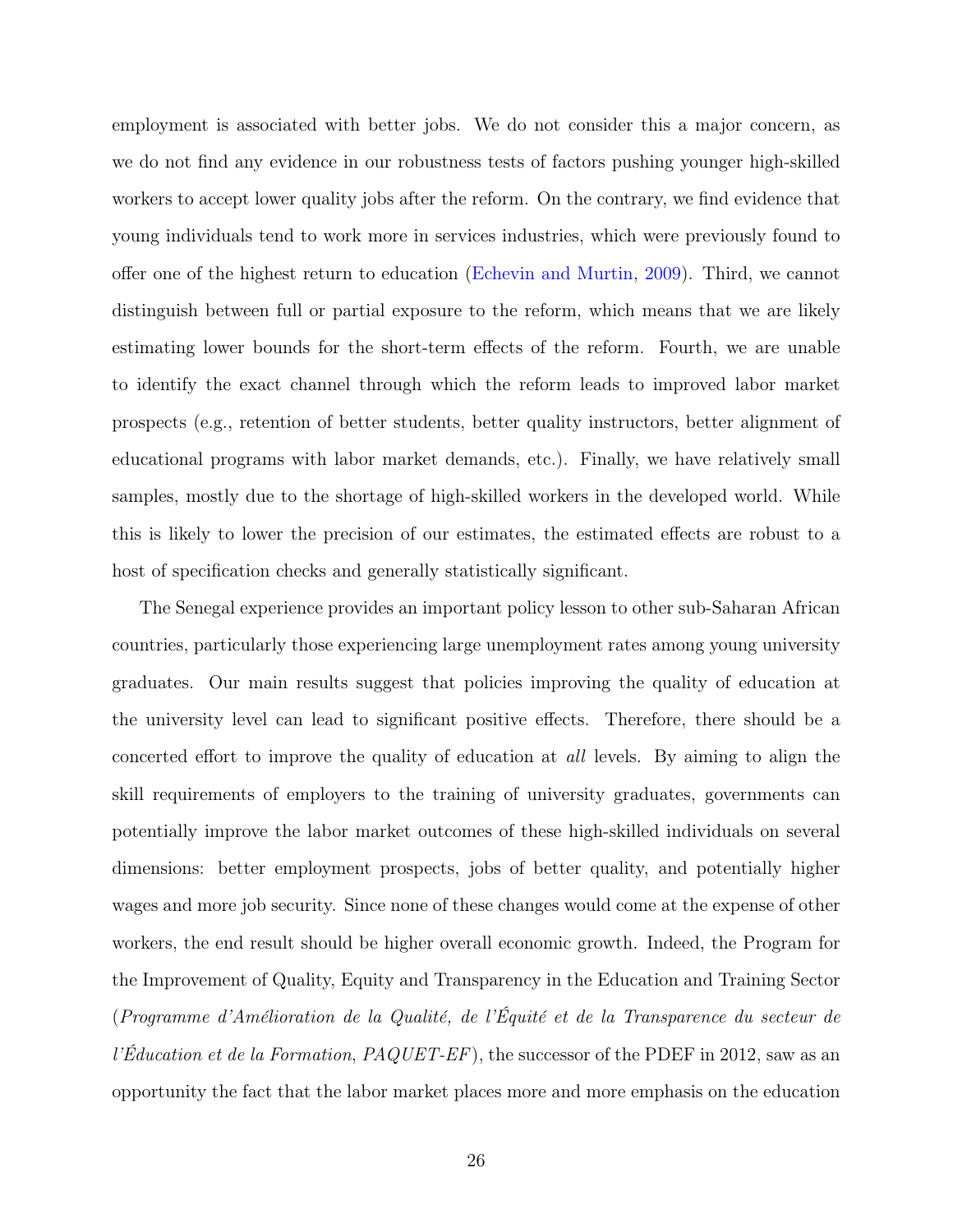employment is associated with better jobs. We do not consider this a major concern, as we do not find any evidence in our robustness tests of factors pushing younger high-skilled workers to accept lower quality jobs after the reform. On the contrary, we find evidence that young individuals tend to work more in services industries, which were previously found to offer one of the highest return to education (Echevin and Murtin, 2009). Third, we cannot distinguish between full or partial exposure to the reform, which means that we are likely estimating lower bounds for the short-term effects of the reform. Fourth, we are unable to identify the exact channel through which the reform leads to improved labor market prospects (e.g., retention of better students, better quality instructors, better alignment of educational programs with labor market demands, etc.). Finally, we have relatively small samples, mostly due to the shortage of high-skilled workers in the developed world. While this is likely to lower the precision of our estimates, the estimated effects are robust to a host of specification checks and generally statistically significant.

The Senegal experience provides an important policy lesson to other sub-Saharan African countries, particularly those experiencing large unemployment rates among young university graduates. Our main results suggest that policies improving the quality of education at the university level can lead to significant positive effects. Therefore, there should be a concerted effort to improve the quality of education at *all* levels. By aiming to align the skill requirements of employers to the training of university graduates, governments can potentially improve the labor market outcomes of these high-skilled individuals on several dimensions: better employment prospects, jobs of better quality, and potentially higher wages and more job security. Since none of these changes would come at the expense of other workers, the end result should be higher overall economic growth. Indeed, the Program for the Improvement of Quality, Equity and Transparency in the Education and Training Sector (*Programme d'Amélioration de la Qualité, de l'Équité et de la Transparence du secteur de l'Éducation et de la Formation*, *PAQUET-EF*), the successor of the PDEF in 2012, saw as an opportunity the fact that the labor market places more and more emphasis on the education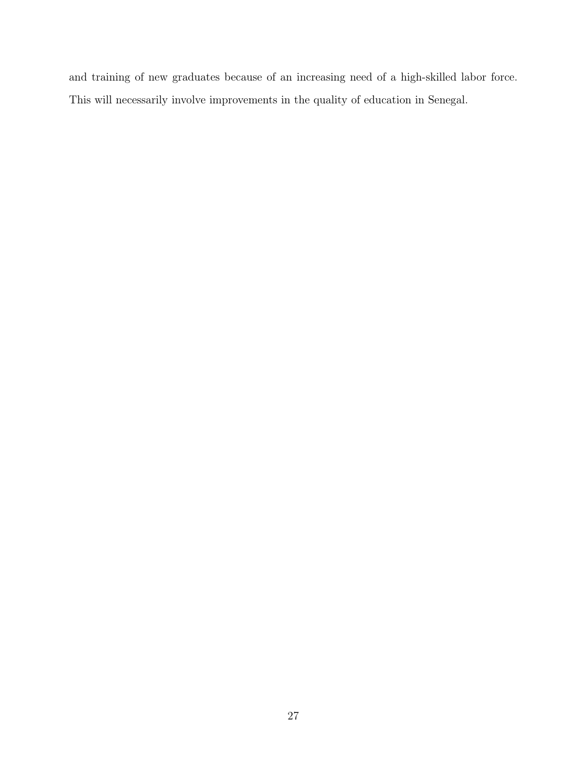and training of new graduates because of an increasing need of a high-skilled labor force. This will necessarily involve improvements in the quality of education in Senegal.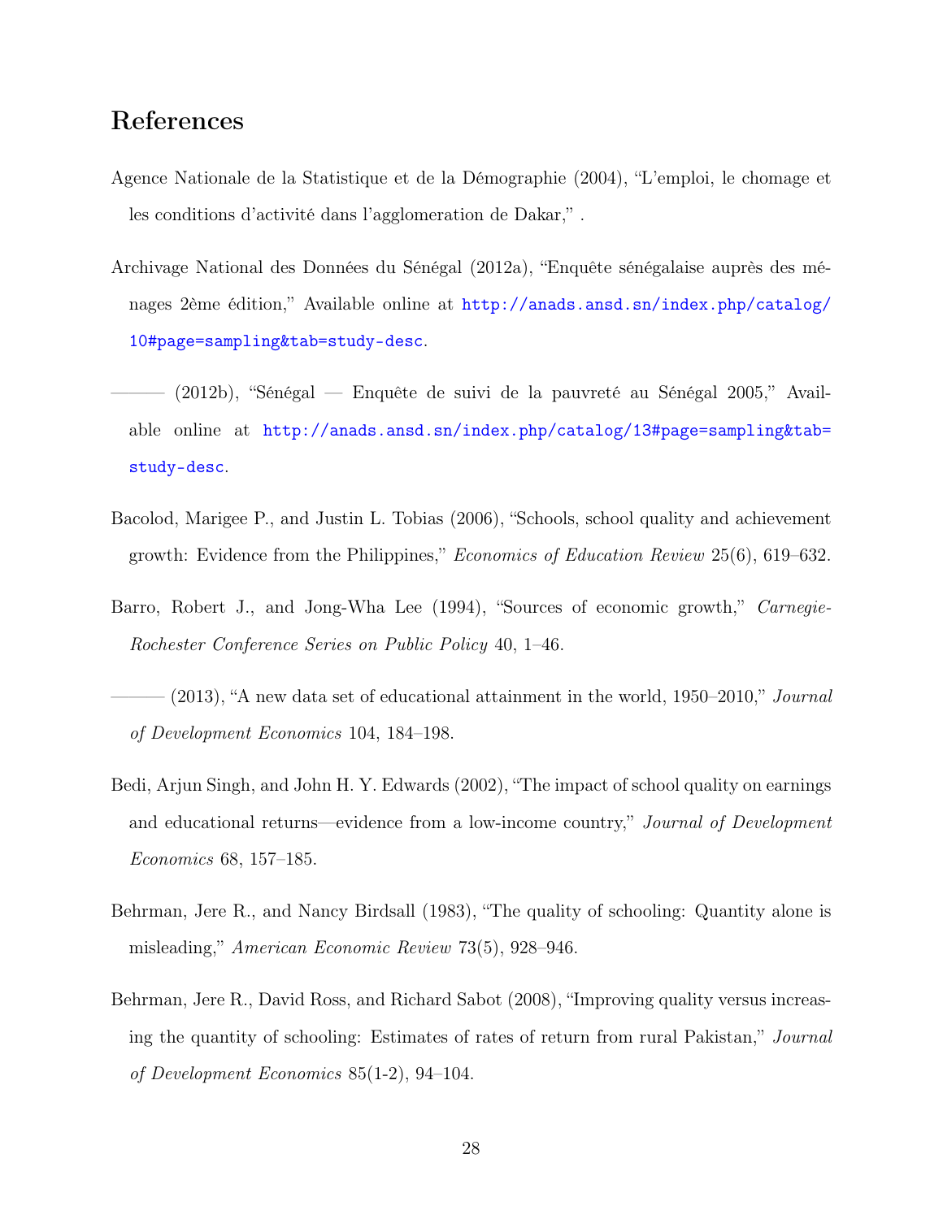# References

Agence Nationale de la Statistique et de la Démographie (2004), "L'emploi, le chomage et les conditions d'activité dans l'agglomeration de Dakar," .

Archivage National des Données du Sénégal (2012a), "Enquête sénégalaise auprès des ménages 2ème édition," Available online at http://anads.ansd.sn/index.php/catalog/10#page=sampling&tab=study-desc.

——— (2012b), "Sénégal — Enquête de suivi de la pauvreté au Sénégal 2005," Available online at http://anads.ansd.sn/index.php/catalog/13#page=sampling&tab=study-desc.

Bacolod, Marigee P., and Justin L. Tobias (2006), "Schools, school quality and achievement growth: Evidence from the Philippines," *Economics of Education Review* 25(6), 619–632.

Barro, Robert J., and Jong-Wha Lee (1994), "Sources of economic growth," *Carnegie-Rochester Conference Series on Public Policy* 40, 1–46.

——— (2013), "A new data set of educational attainment in the world, 1950–2010," *Journal of Development Economics* 104, 184–198.

Bedi, Arjun Singh, and John H. Y. Edwards (2002), "The impact of school quality on earnings and educational returns—evidence from a low-income country," *Journal of Development Economics* 68, 157–185.

Behrman, Jere R., and Nancy Birdsall (1983), "The quality of schooling: Quantity alone is misleading," *American Economic Review* 73(5), 928–946.

Behrman, Jere R., David Ross, and Richard Sabot (2008), "Improving quality versus increasing the quantity of schooling: Estimates of rates of return from rural Pakistan," *Journal of Development Economics* 85(1-2), 94–104.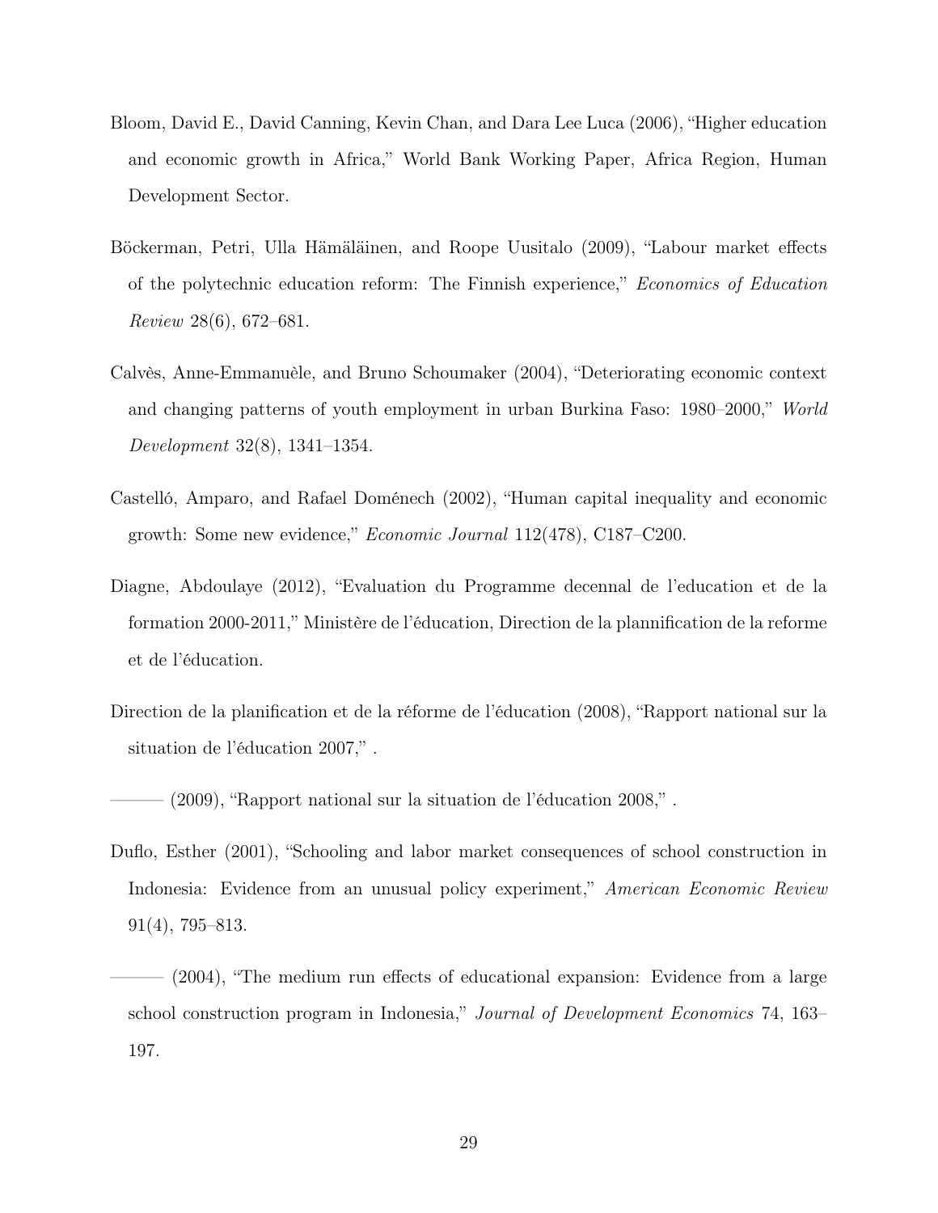Bloom, David E., David Canning, Kevin Chan, and Dara Lee Luca (2006), "Higher education and economic growth in Africa," World Bank Working Paper, Africa Region, Human Development Sector.

Böckerman, Petri, Ulla Hämäläinen, and Roope Uusitalo (2009), "Labour market effects of the polytechnic education reform: The Finnish experience," *Economics of Education Review* 28(6), 672–681.

Calvès, Anne-Emmanuèle, and Bruno Schoumaker (2004), "Deteriorating economic context and changing patterns of youth employment in urban Burkina Faso: 1980–2000," *World Development* 32(8), 1341–1354.

Castelló, Amparo, and Rafael Doménech (2002), "Human capital inequality and economic growth: Some new evidence," *Economic Journal* 112(478), C187–C200.

Diagne, Abdoulaye (2012), "Evaluation du Programme decennal de l'education et de la formation 2000-2011," Ministère de l'éducation, Direction de la plannification de la reforme et de l'éducation.

Direction de la planification et de la réforme de l'éducation (2008), "Rapport national sur la situation de l'éducation 2007," .

——— (2009), "Rapport national sur la situation de l'éducation 2008," .

Duflo, Esther (2001), "Schooling and labor market consequences of school construction in Indonesia: Evidence from an unusual policy experiment," *American Economic Review* 91(4), 795–813.

——— (2004), "The medium run effects of educational expansion: Evidence from a large school construction program in Indonesia," *Journal of Development Economics* 74, 163–197.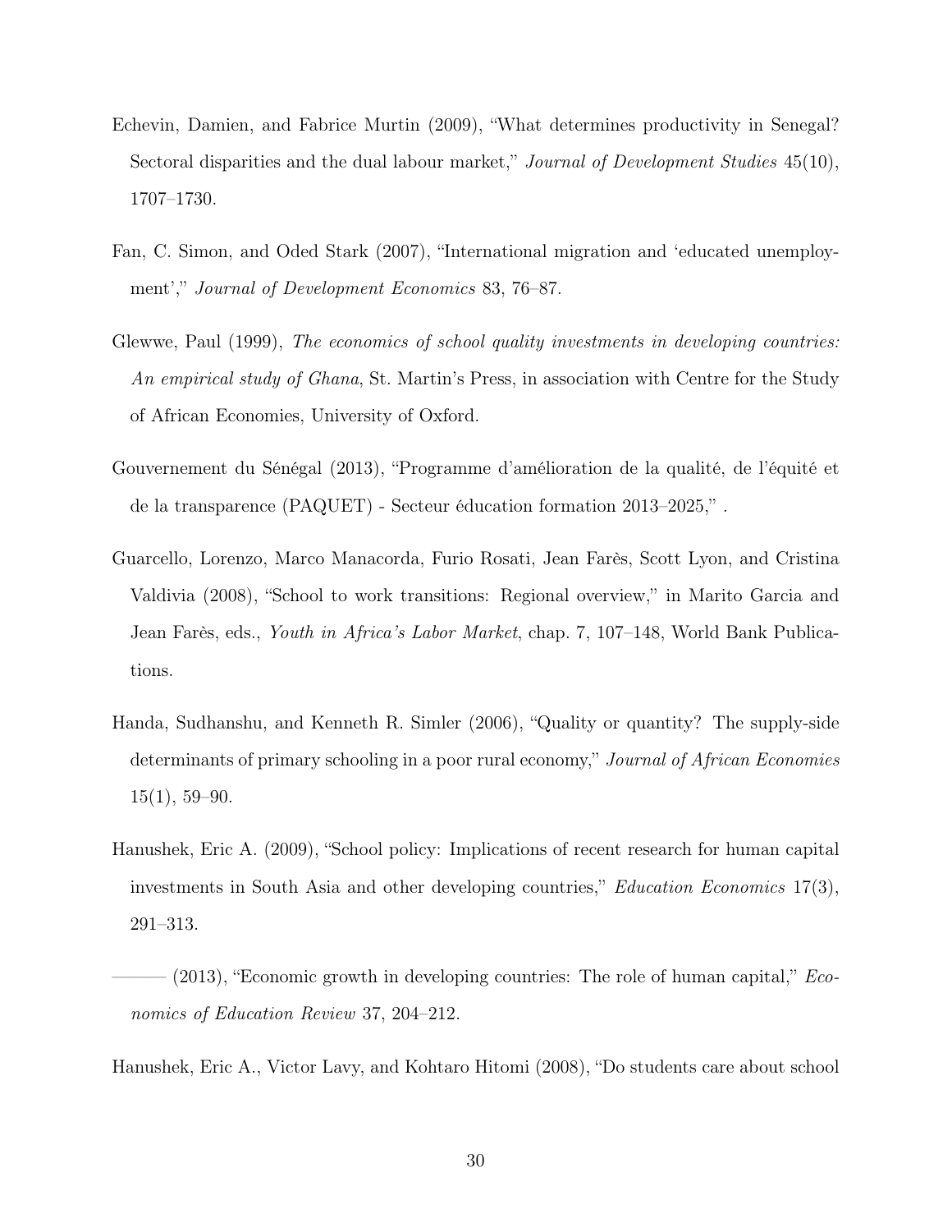Echevin, Damien, and Fabrice Murtin (2009), "What determines productivity in Senegal? Sectoral disparities and the dual labour market," *Journal of Development Studies* 45(10), 1707–1730.

Fan, C. Simon, and Oded Stark (2007), "International migration and 'educated unemployment'," *Journal of Development Economics* 83, 76–87.

Glewwe, Paul (1999), *The economics of school quality investments in developing countries: An empirical study of Ghana*, St. Martin's Press, in association with Centre for the Study of African Economies, University of Oxford.

Gouvernement du Sénégal (2013), "Programme d'amélioration de la qualité, de l'équité et de la transparence (PAQUET) - Secteur éducation formation 2013–2025," .

Guarcello, Lorenzo, Marco Manacorda, Furio Rosati, Jean Farès, Scott Lyon, and Cristina Valdivia (2008), "School to work transitions: Regional overview," in Marito Garcia and Jean Farès, eds., *Youth in Africa's Labor Market*, chap. 7, 107–148, World Bank Publications.

Handa, Sudhanshu, and Kenneth R. Simler (2006), "Quality or quantity? The supply-side determinants of primary schooling in a poor rural economy," *Journal of African Economies* 15(1), 59–90.

Hanushek, Eric A. (2009), "School policy: Implications of recent research for human capital investments in South Asia and other developing countries," *Education Economics* 17(3), 291–313.

——— (2013), "Economic growth in developing countries: The role of human capital," *Economics of Education Review* 37, 204–212.

Hanushek, Eric A., Victor Lavy, and Kohtaro Hitomi (2008), "Do students care about school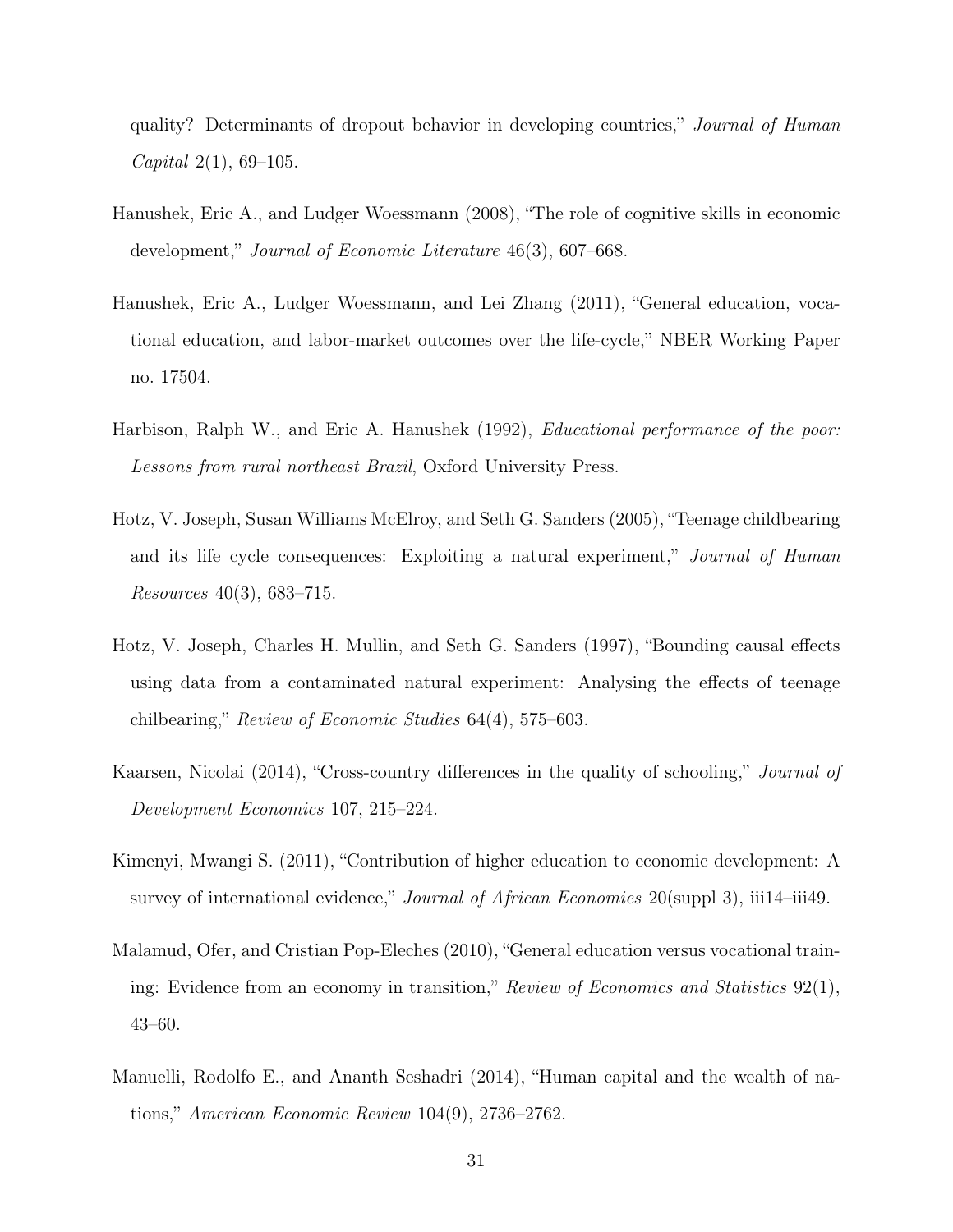quality? Determinants of dropout behavior in developing countries," *Journal of Human Capital* 2(1), 69–105.

Hanushek, Eric A., and Ludger Woessmann (2008), "The role of cognitive skills in economic development," *Journal of Economic Literature* 46(3), 607–668.

Hanushek, Eric A., Ludger Woessmann, and Lei Zhang (2011), "General education, vocational education, and labor-market outcomes over the life-cycle," NBER Working Paper no. 17504.

Harbison, Ralph W., and Eric A. Hanushek (1992), *Educational performance of the poor: Lessons from rural northeast Brazil*, Oxford University Press.

Hotz, V. Joseph, Susan Williams McElroy, and Seth G. Sanders (2005), "Teenage childbearing and its life cycle consequences: Exploiting a natural experiment," *Journal of Human Resources* 40(3), 683–715.

Hotz, V. Joseph, Charles H. Mullin, and Seth G. Sanders (1997), "Bounding causal effects using data from a contaminated natural experiment: Analysing the effects of teenage chilbearing," *Review of Economic Studies* 64(4), 575–603.

Kaarsen, Nicolai (2014), "Cross-country differences in the quality of schooling," *Journal of Development Economics* 107, 215–224.

Kimenyi, Mwangi S. (2011), "Contribution of higher education to economic development: A survey of international evidence," *Journal of African Economies* 20(suppl 3), iii14–iii49.

Malamud, Ofer, and Cristian Pop-Eleches (2010), "General education versus vocational training: Evidence from an economy in transition," *Review of Economics and Statistics* 92(1), 43–60.

Manuelli, Rodolfo E., and Ananth Seshadri (2014), "Human capital and the wealth of nations," *American Economic Review* 104(9), 2736–2762.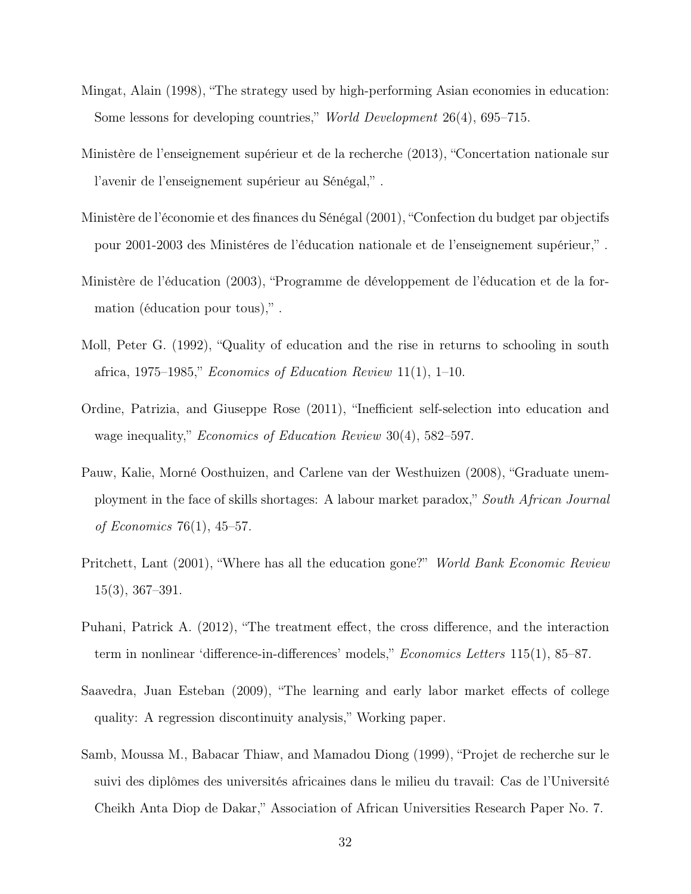Mingat, Alain (1998), "The strategy used by high-performing Asian economies in education: Some lessons for developing countries," *World Development* 26(4), 695–715.

Ministère de l'enseignement supérieur et de la recherche (2013), "Concertation nationale sur l'avenir de l'enseignement supérieur au Sénégal," .

Ministère de l'économie et des finances du Sénégal (2001), "Confection du budget par objectifs pour 2001-2003 des Ministéres de l'éducation nationale et de l'enseignement supérieur," .

Ministère de l'éducation (2003), "Programme de développement de l'éducation et de la formation (éducation pour tous)," .

Moll, Peter G. (1992), "Quality of education and the rise in returns to schooling in south africa, 1975–1985," *Economics of Education Review* 11(1), 1–10.

Ordine, Patrizia, and Giuseppe Rose (2011), "Inefficient self-selection into education and wage inequality," *Economics of Education Review* 30(4), 582–597.

Pauw, Kalie, Morné Oosthuizen, and Carlene van der Westhuizen (2008), "Graduate unemployment in the face of skills shortages: A labour market paradox," *South African Journal of Economics* 76(1), 45–57.

Pritchett, Lant (2001), "Where has all the education gone?" *World Bank Economic Review* 15(3), 367–391.

Puhani, Patrick A. (2012), "The treatment effect, the cross difference, and the interaction term in nonlinear 'difference-in-differences' models," *Economics Letters* 115(1), 85–87.

Saavedra, Juan Esteban (2009), "The learning and early labor market effects of college quality: A regression discontinuity analysis," Working paper.

Samb, Moussa M., Babacar Thiaw, and Mamadou Diong (1999), "Projet de recherche sur le suivi des diplômes des universités africaines dans le milieu du travail: Cas de l'Université Cheikh Anta Diop de Dakar," Association of African Universities Research Paper No. 7.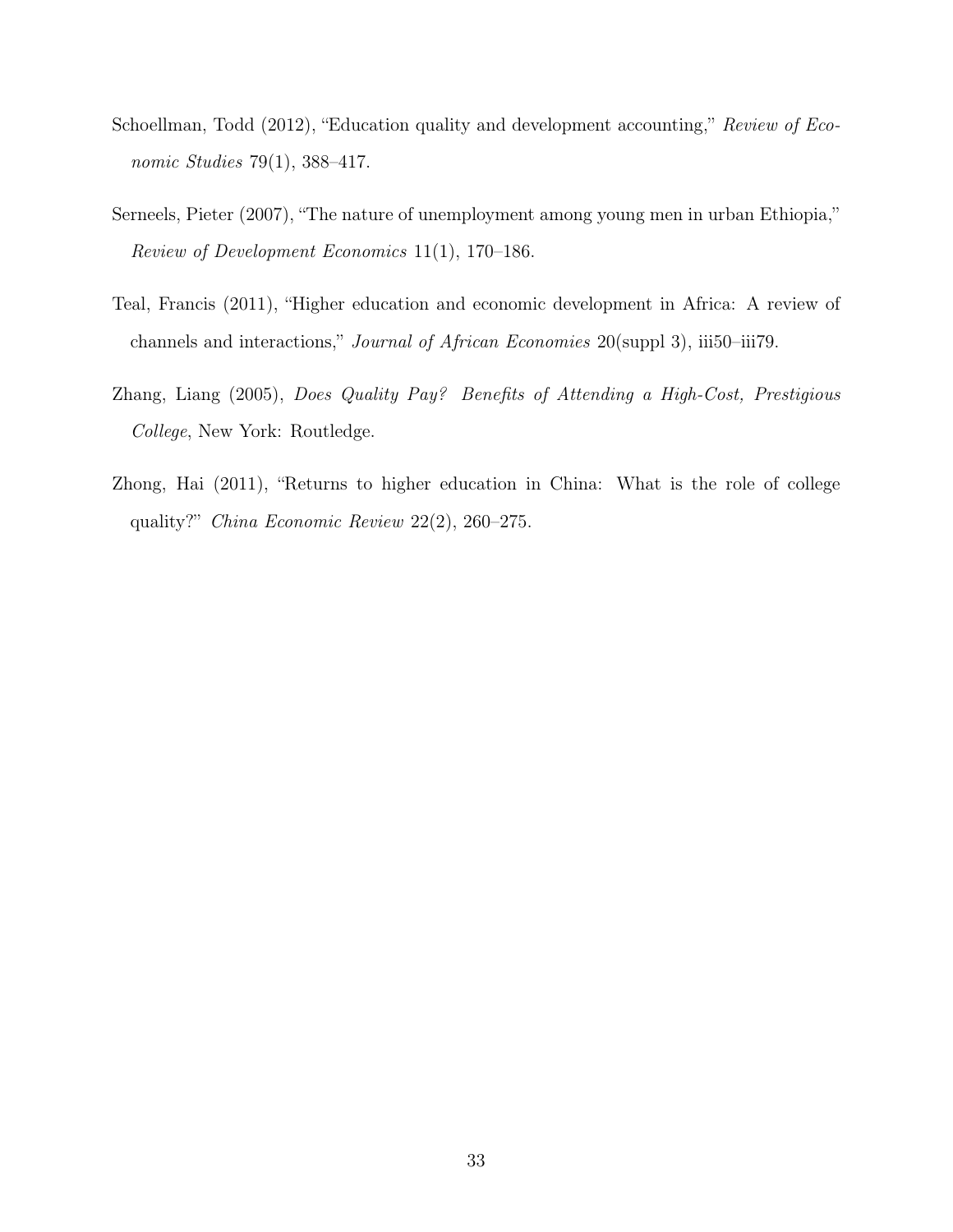Schoellman, Todd (2012), "Education quality and development accounting," *Review of Economic Studies* 79(1), 388–417.

Serneels, Pieter (2007), "The nature of unemployment among young men in urban Ethiopia," *Review of Development Economics* 11(1), 170–186.

Teal, Francis (2011), "Higher education and economic development in Africa: A review of channels and interactions," *Journal of African Economies* 20(suppl 3), iii50–iii79.

Zhang, Liang (2005), *Does Quality Pay? Benefits of Attending a High-Cost, Prestigious College*, New York: Routledge.

Zhong, Hai (2011), "Returns to higher education in China: What is the role of college quality?" *China Economic Review* 22(2), 260–275.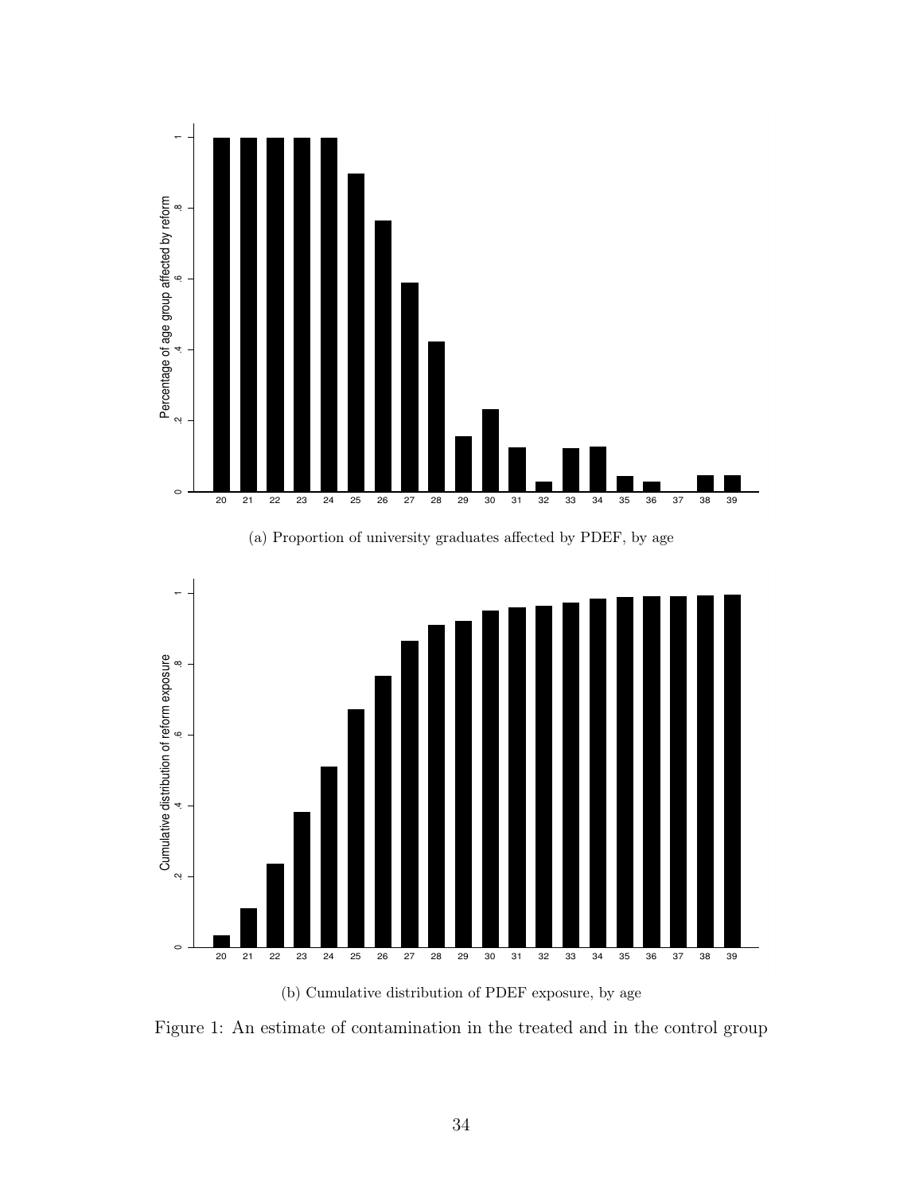(a) Proportion of university graduates affected by PDEF, by age

(b) Cumulative distribution of PDEF exposure, by age

Figure 1: An estimate of contamination in the treated and in the control group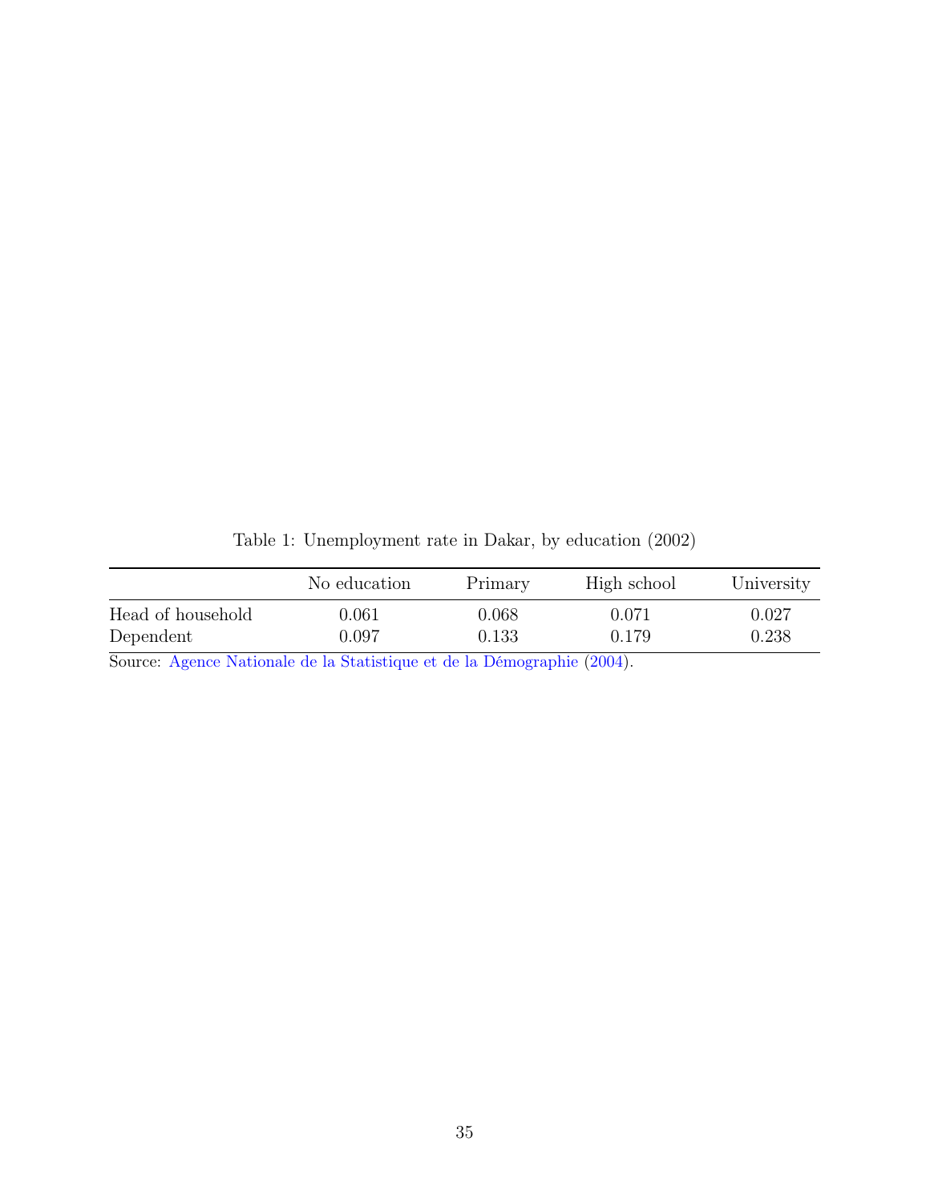Table 1: Unemployment rate in Dakar, by education (2002)

| | No education | Primary | High school | University |
|---|---|---|---|---|
| Head of household | 0.061 | 0.068 | 0.071 | 0.027 |
| Dependent | 0.097 | 0.133 | 0.179 | 0.238 |

Source: Agence Nationale de la Statistique et de la Démographie (2004).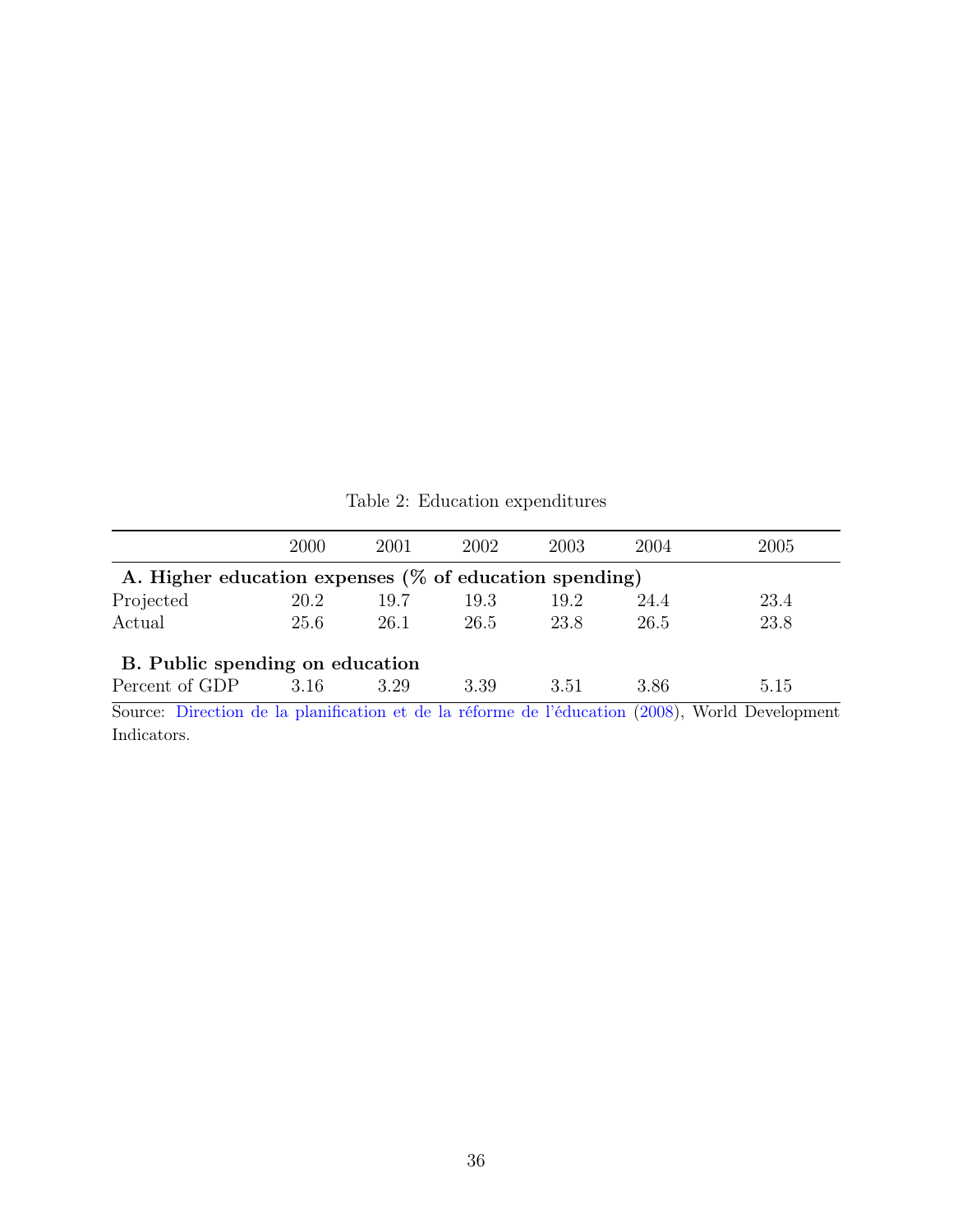Table 2: Education expenditures

| | 2000 | 2001 | 2002 | 2003 | 2004 | 2005 |
|---|---|---|---|---|---|---|
| **A. Higher education expenses (% of education spending)** | | | | | | |
| Projected | 20.2 | 19.7 | 19.3 | 19.2 | 24.4 | 23.4 |
| Actual | 25.6 | 26.1 | 26.5 | 23.8 | 26.5 | 23.8 |
| **B. Public spending on education** | | | | | | |
| Percent of GDP | 3.16 | 3.29 | 3.39 | 3.51 | 3.86 | 5.15 |

Source: Direction de la planification et de la réforme de l'éducation (2008), World Development Indicators.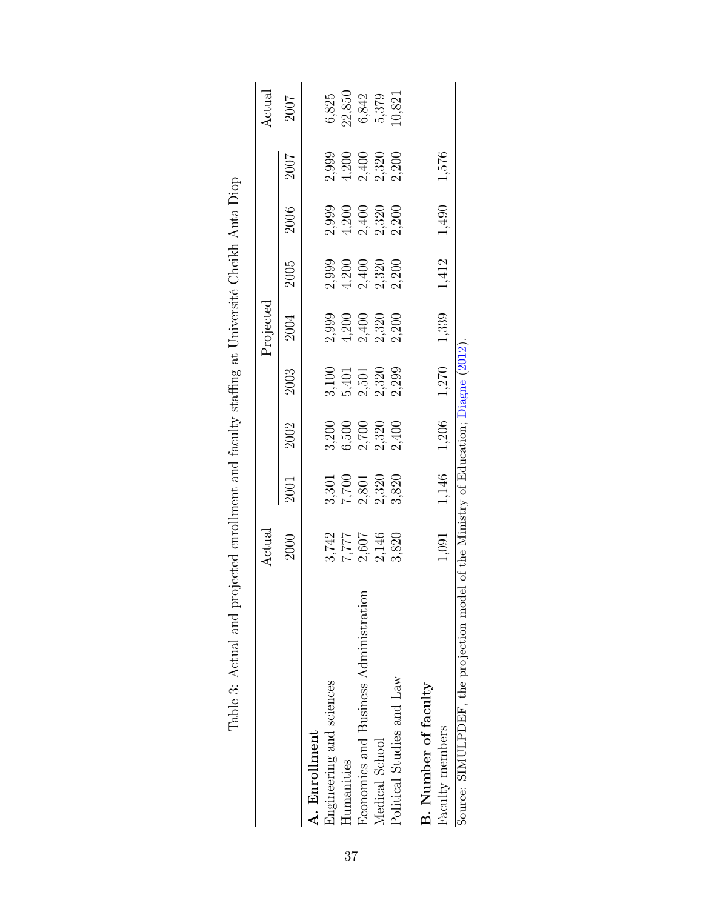Table 3: Actual and projected enrollment and faculty staffing at Université Cheikh Anta Diop

| | Actual | Projected | | | | | | | Actual |
|---|---|---|---|---|---|---|---|---|---|
| | 2000 | 2001 | 2002 | 2003 | 2004 | 2005 | 2006 | 2007 | 2007 |
| **A. Enrollment** | | | | | | | | | |
| Engineering and sciences | 3,742 | 3,301 | 3,200 | 3,100 | 2,999 | 2,999 | 2,999 | 2,999 | 6,825 |
| Humanities | 7,777 | 7,700 | 6,500 | 5,401 | 4,200 | 4,200 | 4,200 | 4,200 | 22,850 |
| Economics and Business Administration | 2,607 | 2,801 | 2,700 | 2,501 | 2,400 | 2,400 | 2,400 | 2,400 | 6,842 |
| Medical School | 2,146 | 2,320 | 2,320 | 2,320 | 2,320 | 2,320 | 2,320 | 2,320 | 5,379 |
| Political Studies and Law | 3,820 | 3,820 | 2,400 | 2,299 | 2,200 | 2,200 | 2,200 | 2,200 | 10,821 |
| **B. Number of faculty** | | | | | | | | | |
| Faculty members | 1,091 | 1,146 | 1,206 | 1,270 | 1,339 | 1,412 | 1,490 | 1,576 | |

Source: SIMULPDEF, the projection model of the Ministry of Education; Diagne (2012).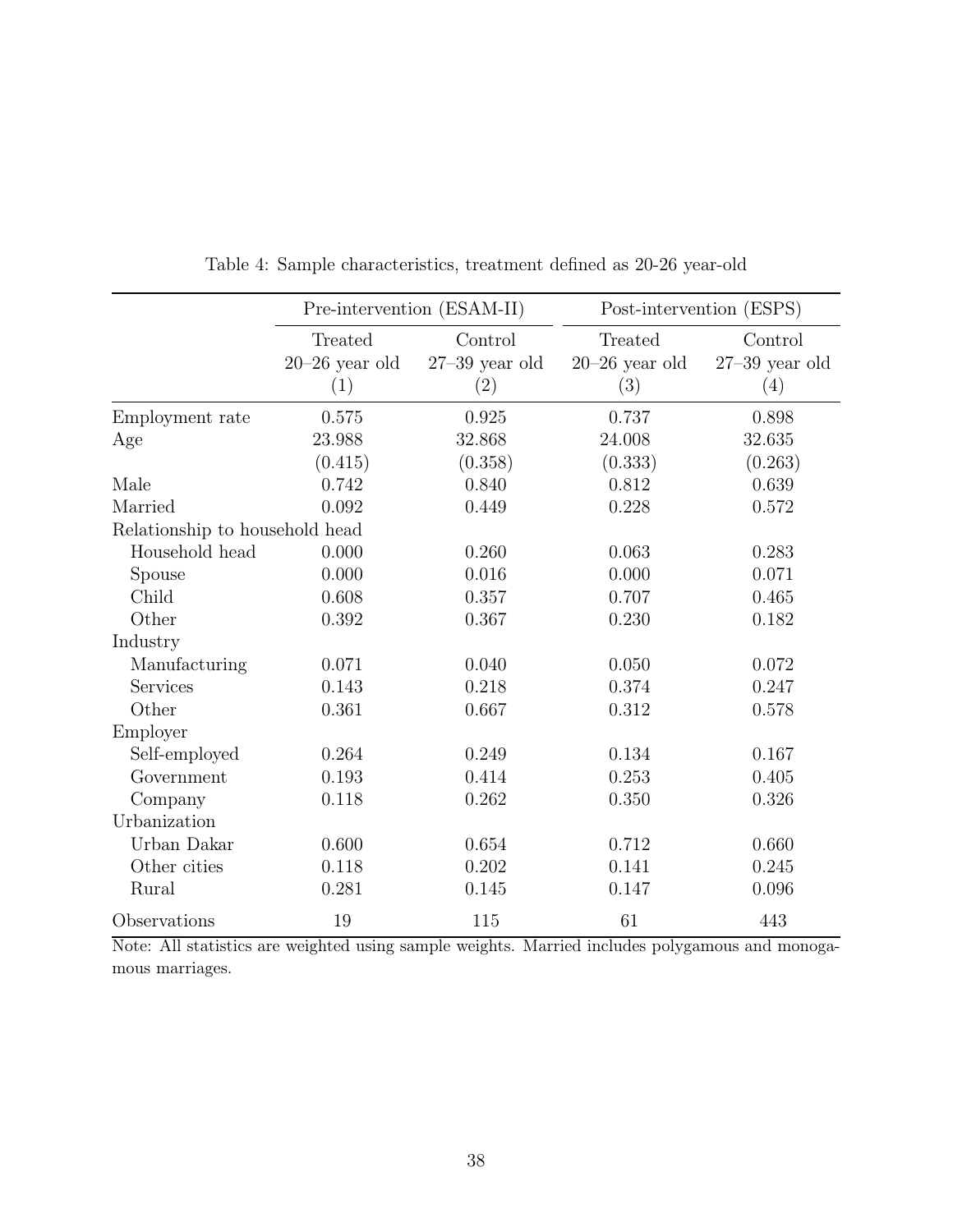Table 4: Sample characteristics, treatment defined as 20-26 year-old

| | Pre-intervention (ESAM-II) | | Post-intervention (ESPS) | |
|---|---|---|---|---|
| | Treated 20–26 year old (1) | Control 27–39 year old (2) | Treated 20–26 year old (3) | Control 27–39 year old (4) |
| Employment rate | 0.575 | 0.925 | 0.737 | 0.898 |
| Age | 23.988 | 32.868 | 24.008 | 32.635 |
| | (0.415) | (0.358) | (0.333) | (0.263) |
| Male | 0.742 | 0.840 | 0.812 | 0.639 |
| Married | 0.092 | 0.449 | 0.228 | 0.572 |
| Relationship to household head | | | | |
| Household head | 0.000 | 0.260 | 0.063 | 0.283 |
| Spouse | 0.000 | 0.016 | 0.000 | 0.071 |
| Child | 0.608 | 0.357 | 0.707 | 0.465 |
| Other | 0.392 | 0.367 | 0.230 | 0.182 |
| Industry | | | | |
| Manufacturing | 0.071 | 0.040 | 0.050 | 0.072 |
| Services | 0.143 | 0.218 | 0.374 | 0.247 |
| Other | 0.361 | 0.667 | 0.312 | 0.578 |
| Employer | | | | |
| Self-employed | 0.264 | 0.249 | 0.134 | 0.167 |
| Government | 0.193 | 0.414 | 0.253 | 0.405 |
| Company | 0.118 | 0.262 | 0.350 | 0.326 |
| Urbanization | | | | |
| Urban Dakar | 0.600 | 0.654 | 0.712 | 0.660 |
| Other cities | 0.118 | 0.202 | 0.141 | 0.245 |
| Rural | 0.281 | 0.145 | 0.147 | 0.096 |
| Observations | 19 | 115 | 61 | 443 |

Note: All statistics are weighted using sample weights. Married includes polygamous and monogamous marriages.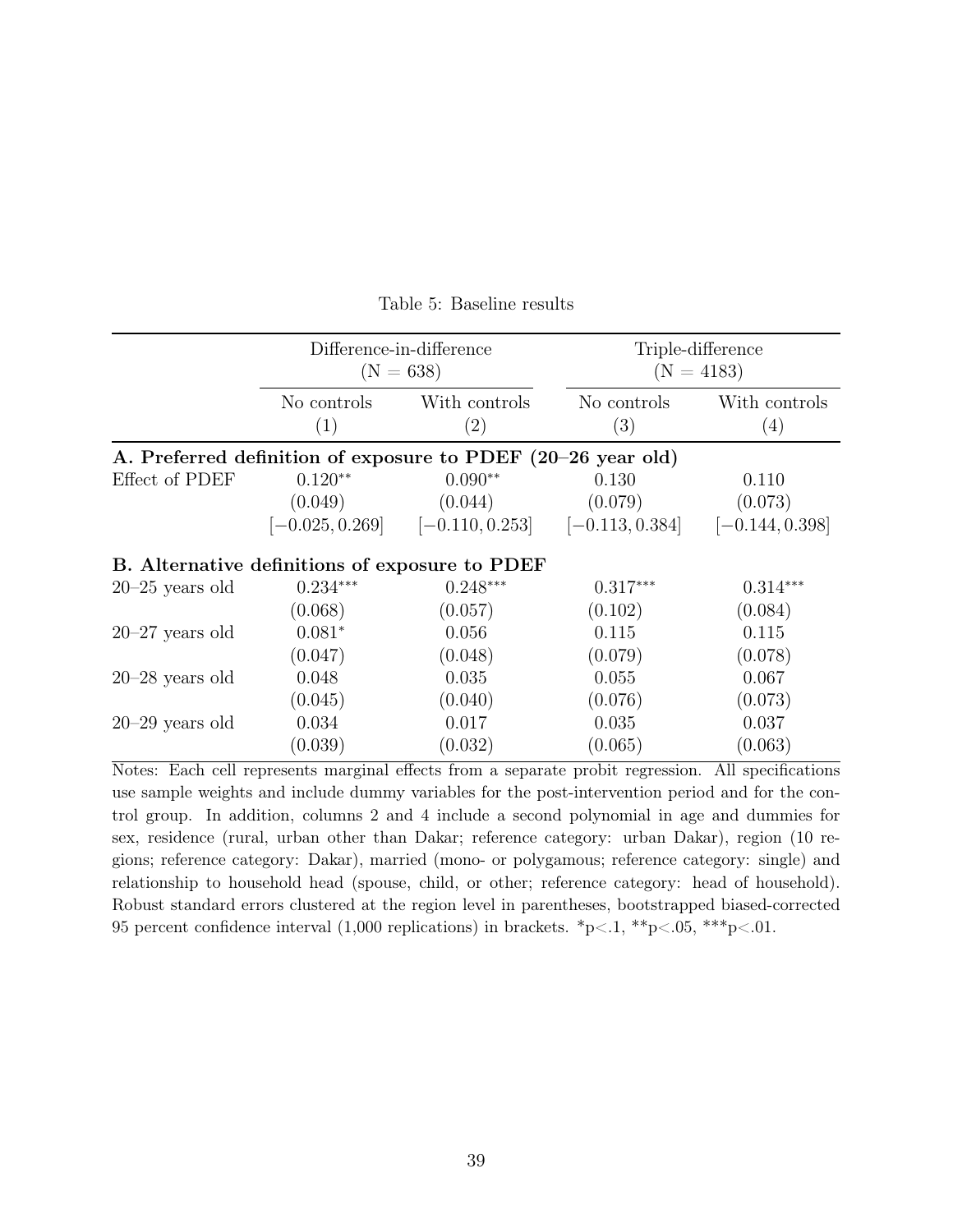Table 5: Baseline results

| | Difference-in-difference (N = 638) | | Triple-difference (N = 4183) | |
|---|---|---|---|---|
| | No controls | With controls | No controls | With controls |
| | (1) | (2) | (3) | (4) |
| **A. Preferred definition of exposure to PDEF (20–26 year old)** | | | | |
| Effect of PDEF | 0.120** | 0.090** | 0.130 | 0.110 |
| | (0.049) | (0.044) | (0.079) | (0.073) |
| | [−0.025, 0.269] | [−0.110, 0.253] | [−0.113, 0.384] | [−0.144, 0.398] |
| **B. Alternative definitions of exposure to PDEF** | | | | |
| 20–25 years old | 0.234*** | 0.248*** | 0.317*** | 0.314*** |
| | (0.068) | (0.057) | (0.102) | (0.084) |
| 20–27 years old | 0.081* | 0.056 | 0.115 | 0.115 |
| | (0.047) | (0.048) | (0.079) | (0.078) |
| 20–28 years old | 0.048 | 0.035 | 0.055 | 0.067 |
| | (0.045) | (0.040) | (0.076) | (0.073) |
| 20–29 years old | 0.034 | 0.017 | 0.035 | 0.037 |
| | (0.039) | (0.032) | (0.065) | (0.063) |

Notes: Each cell represents marginal effects from a separate probit regression. All specifications use sample weights and include dummy variables for the post-intervention period and for the control group. In addition, columns 2 and 4 include a second polynomial in age and dummies for sex, residence (rural, urban other than Dakar; reference category: urban Dakar), region (10 regions; reference category: Dakar), married (mono- or polygamous; reference category: single) and relationship to household head (spouse, child, or other; reference category: head of household). Robust standard errors clustered at the region level in parentheses, bootstrapped biased-corrected 95 percent confidence interval (1,000 replications) in brackets. *p<.1, **p<.05, ***p<.01.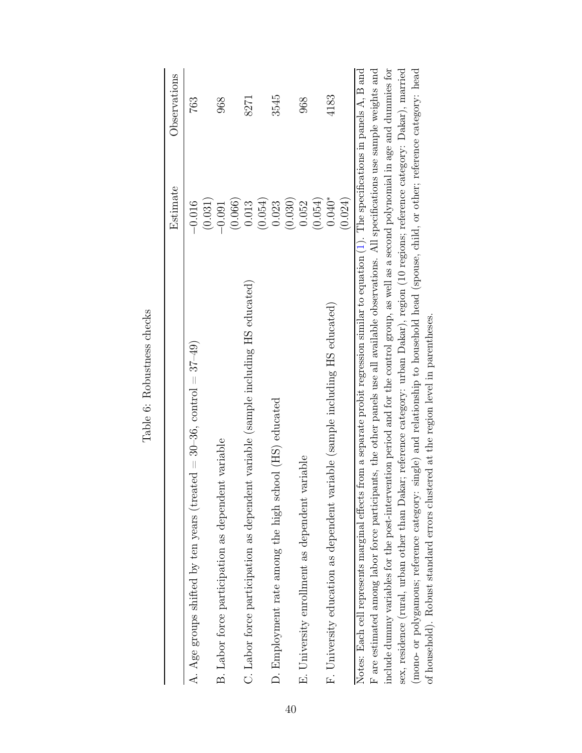Table 6: Robustness checks

| | Estimate | Observations |
|---|---|---|
| A. Age groups shifted by ten years (treated = 30–36, control = 37–49) | −0.016 | 763 |
| | (0.031) | |
| B. Labor force participation as dependent variable | −0.091 | 968 |
| | (0.066) | |
| C. Labor force participation as dependent variable (sample including HS educated) | 0.013 | 8271 |
| | (0.054) | |
| D. Employment rate among the high school (HS) educated | 0.023 | 3545 |
| | (0.030) | |
| E. University enrollment as dependent variable | 0.052 | 968 |
| | (0.054) | |
| F. University education as dependent variable (sample including HS educated) | 0.040* | 4183 |
| | (0.024) | |

Notes: Each cell represents marginal effects from a separate probit regression similar to equation (1). The specifications in panels A, B and F are estimated among labor force participants, the other panels use all available observations. All specifications use sample weights and include dummy variables for the post-intervention period and for the control group, as well as a second polynomial in age and dummies for sex, residence (rural, urban other than Dakar; reference category: urban Dakar), region (10 regions; reference category: Dakar), married (mono- or polygamous; reference category: single) and relationship to household head (spouse, child, or other; reference category: head of household). Robust standard errors clustered at the region level in parentheses.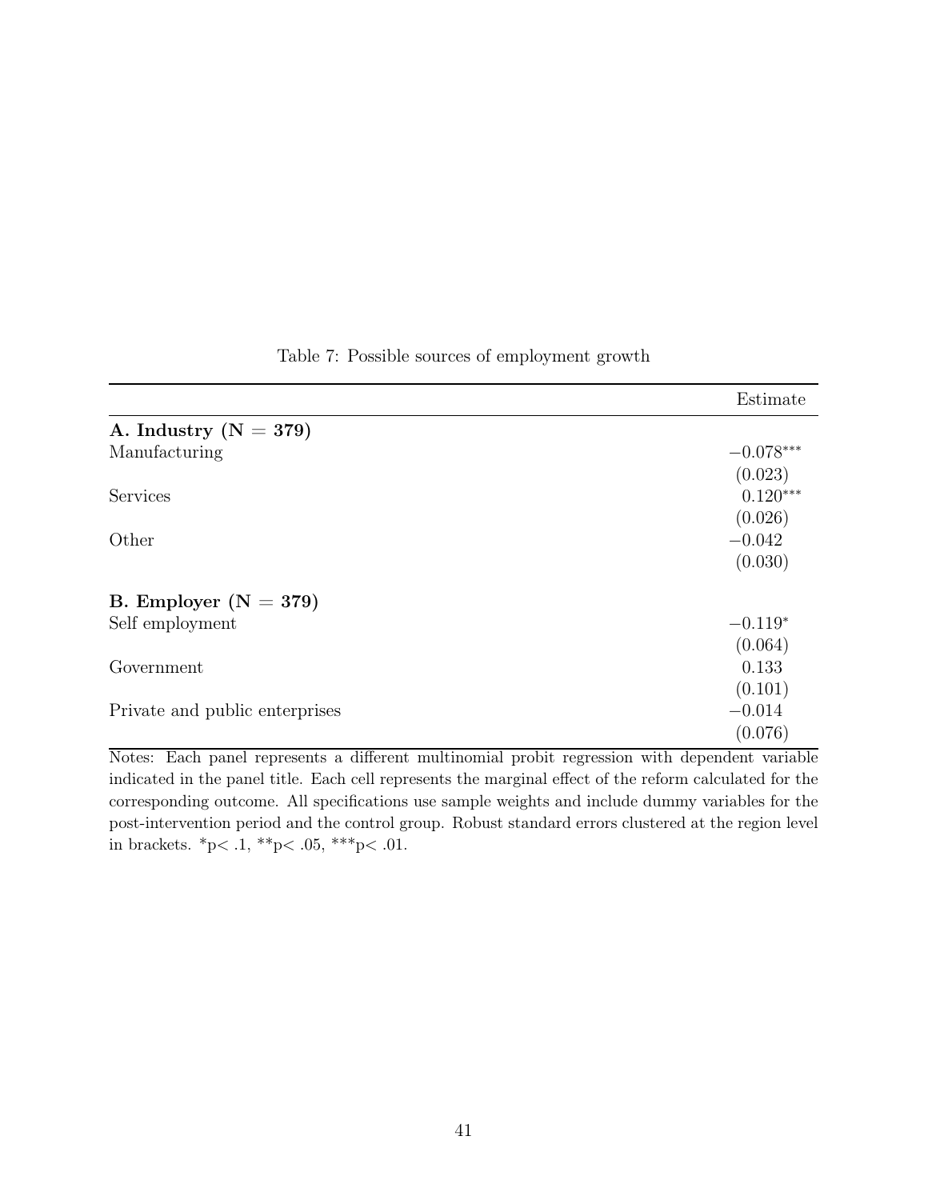Table 7: Possible sources of employment growth

| | Estimate |
|---|---|
| **A. Industry (N = 379)** | |
| Manufacturing | $-0.078^{***}$ |
| | (0.023) |
| Services | $0.120^{***}$ |
| | (0.026) |
| Other | $-0.042$ |
| | (0.030) |
| **B. Employer (N = 379)** | |
| Self employment | $-0.119^{*}$ |
| | (0.064) |
| Government | 0.133 |
| | (0.101) |
| Private and public enterprises | $-0.014$ |
| | (0.076) |

Notes: Each panel represents a different multinomial probit regression with dependent variable indicated in the panel title. Each cell represents the marginal effect of the reform calculated for the corresponding outcome. All specifications use sample weights and include dummy variables for the post-intervention period and the control group. Robust standard errors clustered at the region level in brackets. *p< .1, **p< .05, ***p< .01.